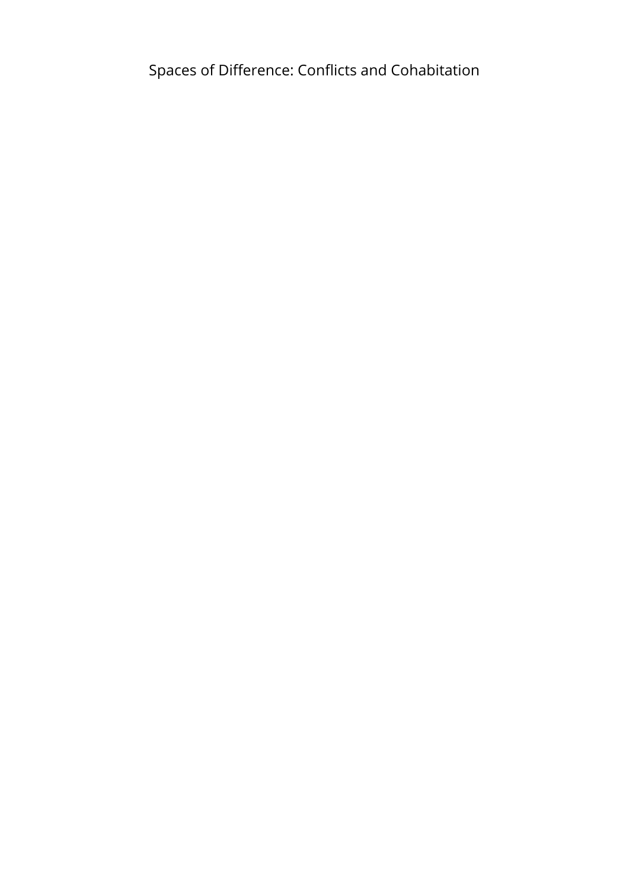# Spaces of Difference: Conflicts and Cohabitation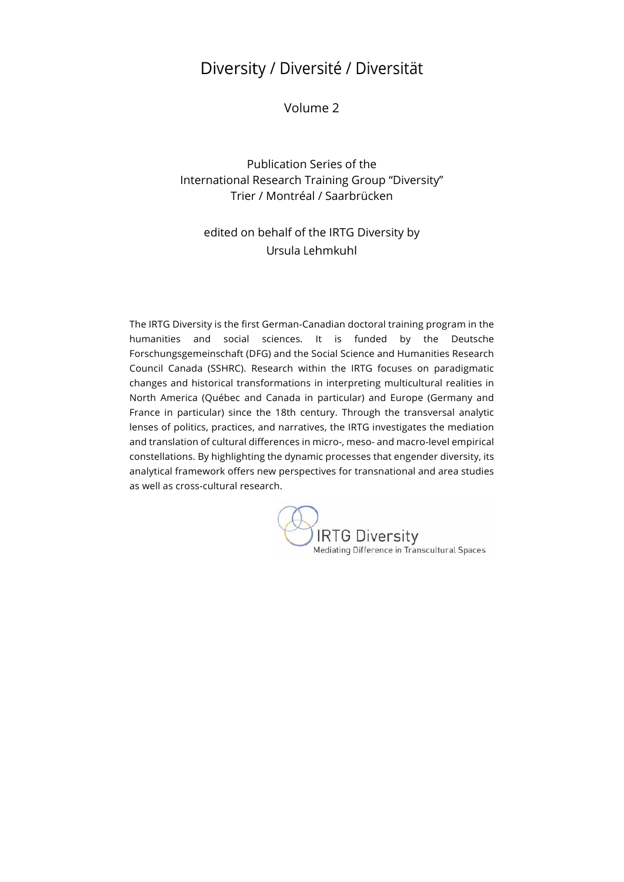# Diversity / Diversité / Diversität

Volume 2

Publication Series of the
International Research Training Group "Diversity"
Trier / Montréal / Saarbrücken

edited on behalf of the IRTG Diversity by
Ursula Lehmkuhl

The IRTG Diversity is the first German-Canadian doctoral training program in the humanities and social sciences. It is funded by the Deutsche Forschungsgemeinschaft (DFG) and the Social Science and Humanities Research Council Canada (SSHRC). Research within the IRTG focuses on paradigmatic changes and historical transformations in interpreting multicultural realities in North America (Québec and Canada in particular) and Europe (Germany and France in particular) since the 18th century. Through the transversal analytic lenses of politics, practices, and narratives, the IRTG investigates the mediation and translation of cultural differences in micro-, meso- and macro-level empirical constellations. By highlighting the dynamic processes that engender diversity, its analytical framework offers new perspectives for transnational and area studies as well as cross-cultural research.

IRTG Diversity
Mediating Difference in Transcultural Spaces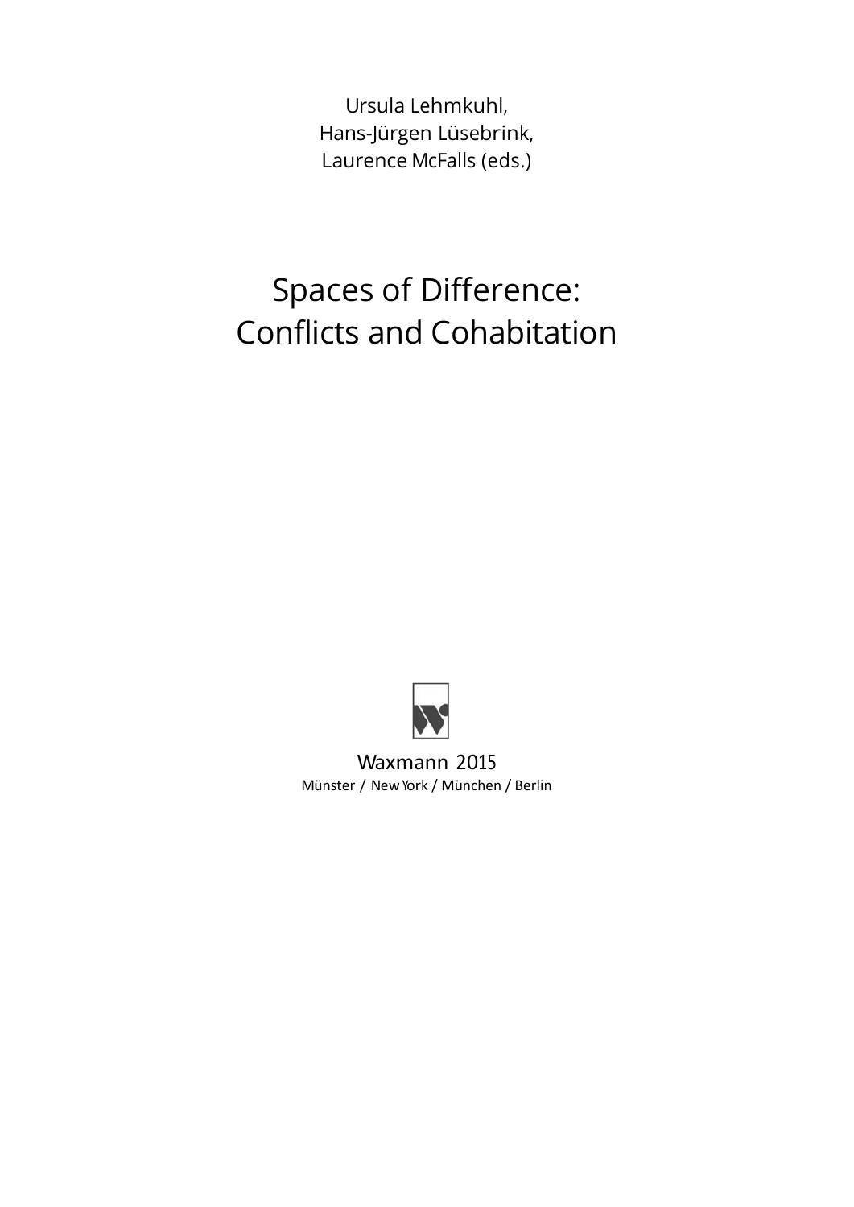Ursula Lehmkuhl,
Hans-Jürgen Lüsebrink,
Laurence McFalls (eds.)

# Spaces of Difference: Conflicts and Cohabitation

Waxmann 2015
Münster / New York / München / Berlin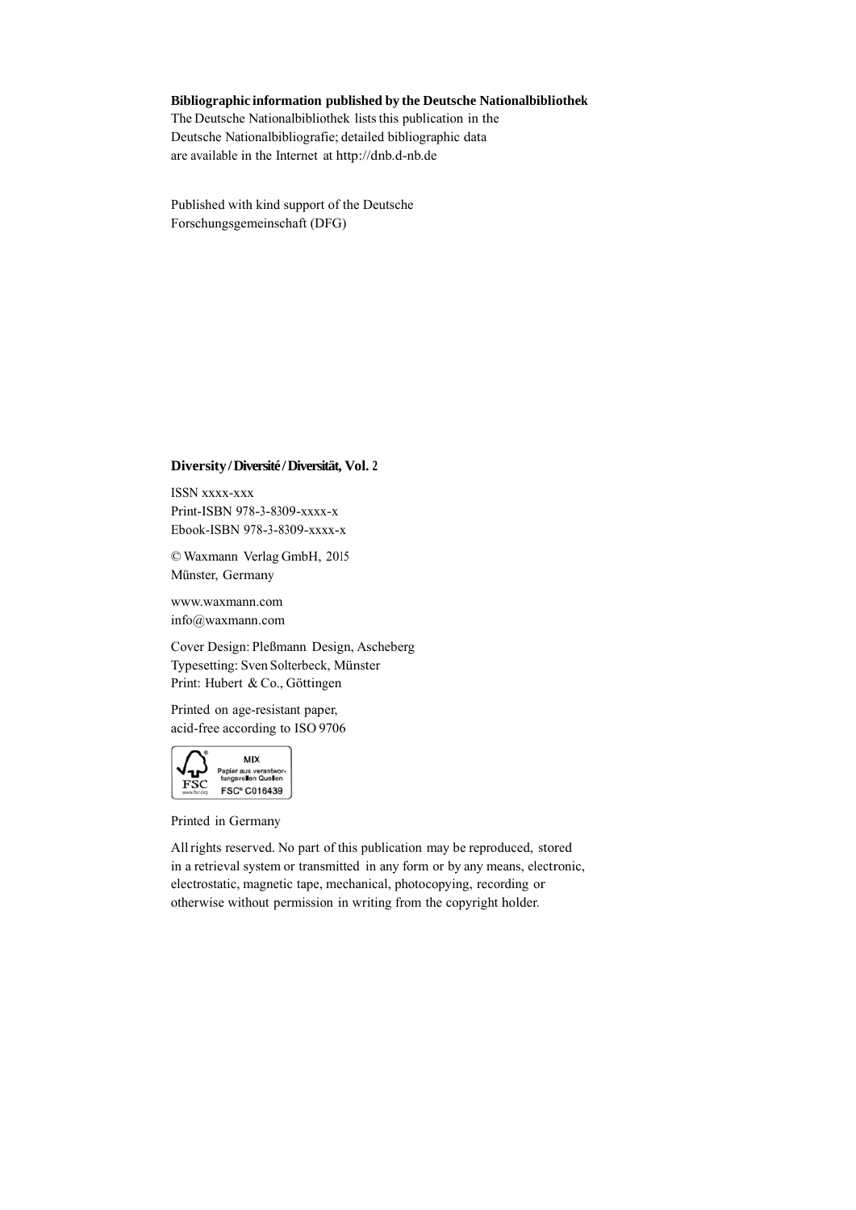**Bibliographic information published by the Deutsche Nationalbibliothek**
The Deutsche Nationalbibliothek lists this publication in the Deutsche Nationalbibliografie; detailed bibliographic data are available in the Internet at http://dnb.d-nb.de

Published with kind support of the Deutsche Forschungsgemeinschaft (DFG)

**Diversity / Diversité / Diversität, Vol. 2**

ISSN xxxx-xxx
Print-ISBN 978-3-8309-xxxx-x
Ebook-ISBN 978-3-8309-xxxx-x

© Waxmann Verlag GmbH, 2015
Münster, Germany

www.waxmann.com
info@waxmann.com

Cover Design: Pleßmann Design, Ascheberg
Typesetting: Sven Solterbeck, Münster
Print: Hubert & Co., Göttingen

Printed on age-resistant paper,
acid-free according to ISO 9706

MIX
Papier aus verantwortungsvollen Quellen
FSC® C016439

Printed in Germany

All rights reserved. No part of this publication may be reproduced, stored in a retrieval system or transmitted in any form or by any means, electronic, electrostatic, magnetic tape, mechanical, photocopying, recording or otherwise without permission in writing from the copyright holder.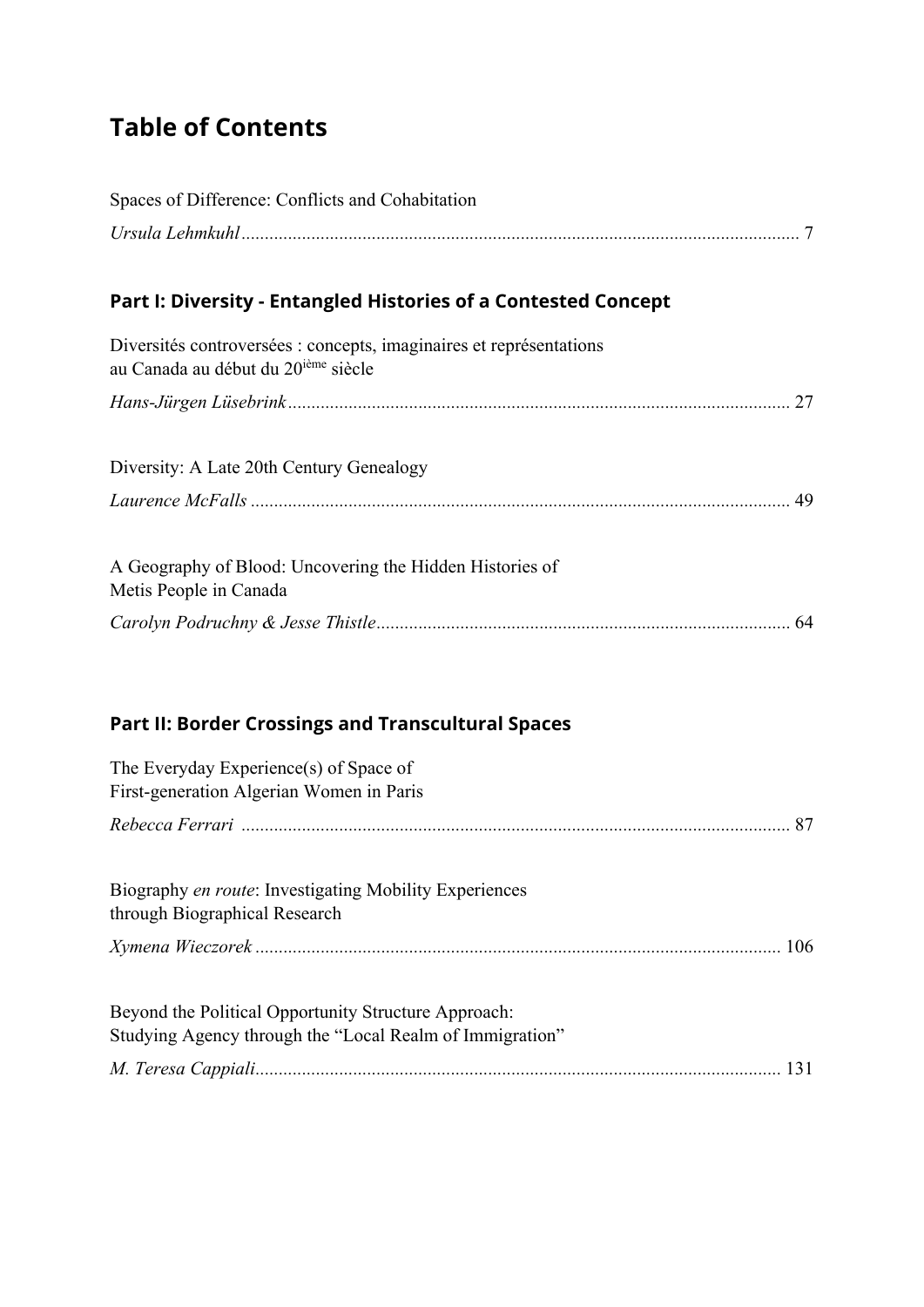# Table of Contents

Spaces of Difference: Conflicts and Cohabitation

*Ursula Lehmkuhl* ........................................................................................................ 7

## Part I: Diversity - Entangled Histories of a Contested Concept

Diversités controversées : concepts, imaginaires et représentations au Canada au début du 20[ième] siècle

*Hans-Jürgen Lüsebrink* ............................................................................................ 27

Diversity: A Late 20th Century Genealogy

*Laurence McFalls* ..................................................................................................... 49

A Geography of Blood: Uncovering the Hidden Histories of Metis People in Canada

*Carolyn Podruchny & Jesse Thistle* ......................................................................... 64

## Part II: Border Crossings and Transcultural Spaces

The Everyday Experience(s) of Space of First-generation Algerian Women in Paris

*Rebecca Ferrari* ....................................................................................................... 87

Biography *en route*: Investigating Mobility Experiences through Biographical Research

*Xymena Wieczorek* ................................................................................................. 106

Beyond the Political Opportunity Structure Approach: Studying Agency through the "Local Realm of Immigration"

*M. Teresa Cappiali* .................................................................................................. 131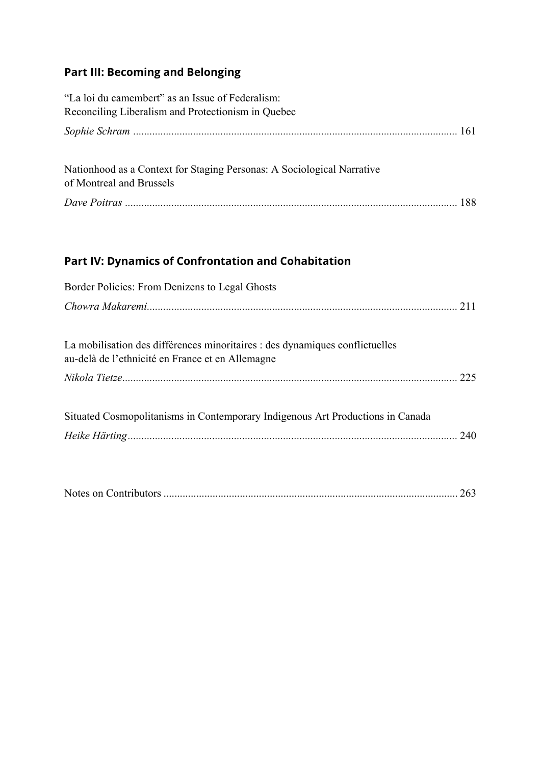## Part III: Becoming and Belonging

"La loi du camembert" as an Issue of Federalism:
Reconciling Liberalism and Protectionism in Quebec

*Sophie Schram* ..................................................................................................................... 161

Nationhood as a Context for Staging Personas: A Sociological Narrative
of Montreal and Brussels

*Dave Poitras* ........................................................................................................................ 188

## Part IV: Dynamics of Confrontation and Cohabitation

Border Policies: From Denizens to Legal Ghosts

*Chowra Makaremi*................................................................................................................ 211

La mobilisation des différences minoritaires : des dynamiques conflictuelles
au-delà de l'ethnicité en France et en Allemagne

*Nikola Tietze*......................................................................................................................... 225

Situated Cosmopolitanisms in Contemporary Indigenous Art Productions in Canada

*Heike Härting*....................................................................................................................... 240

Notes on Contributors .......................................................................................................... 263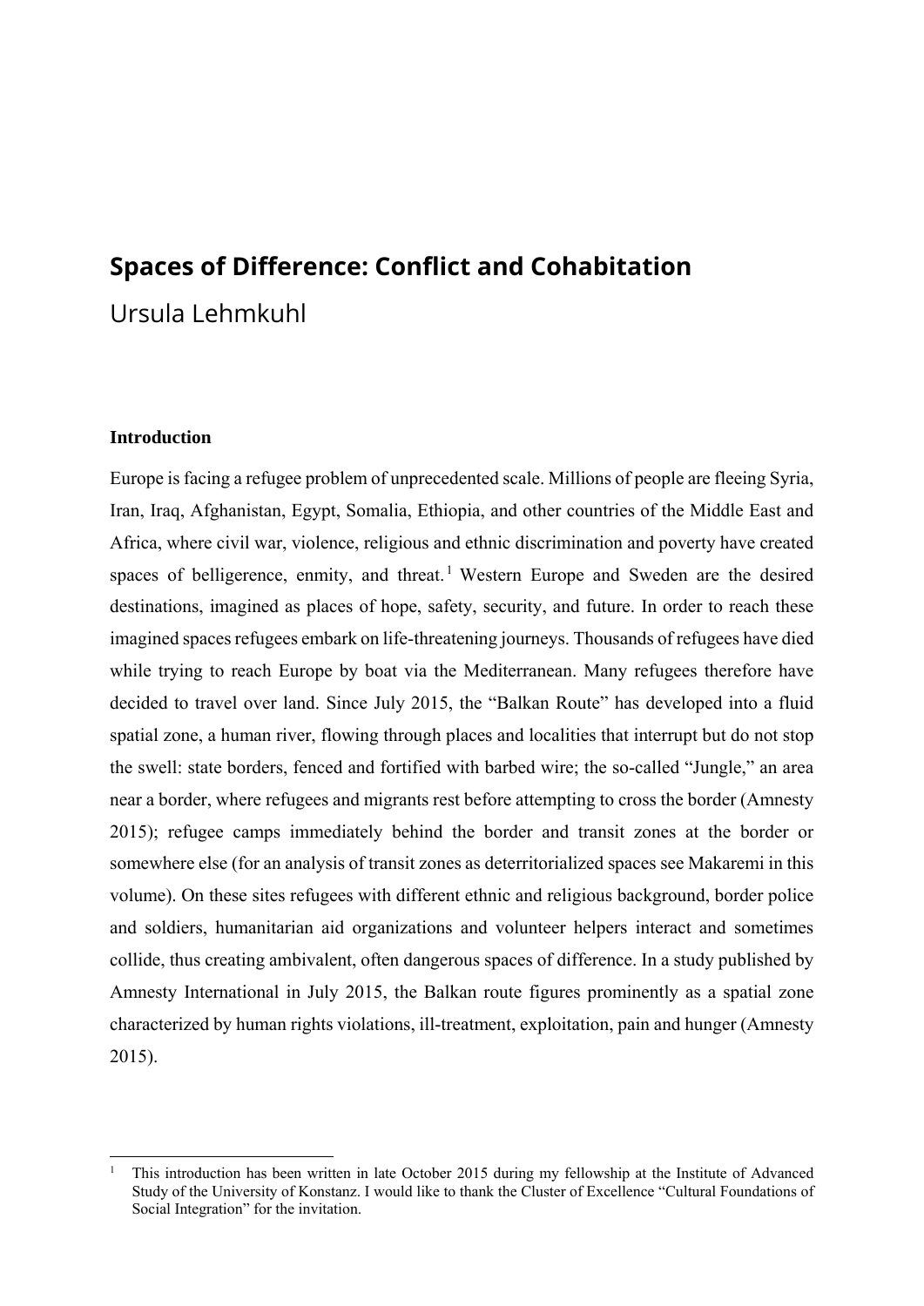# Spaces of Difference: Conflict and Cohabitation

Ursula Lehmkuhl

### Introduction

Europe is facing a refugee problem of unprecedented scale. Millions of people are fleeing Syria, Iran, Iraq, Afghanistan, Egypt, Somalia, Ethiopia, and other countries of the Middle East and Africa, where civil war, violence, religious and ethnic discrimination and poverty have created spaces of belligerence, enmity, and threat.[1] Western Europe and Sweden are the desired destinations, imagined as places of hope, safety, security, and future. In order to reach these imagined spaces refugees embark on life-threatening journeys. Thousands of refugees have died while trying to reach Europe by boat via the Mediterranean. Many refugees therefore have decided to travel over land. Since July 2015, the "Balkan Route" has developed into a fluid spatial zone, a human river, flowing through places and localities that interrupt but do not stop the swell: state borders, fenced and fortified with barbed wire; the so-called "Jungle," an area near a border, where refugees and migrants rest before attempting to cross the border (Amnesty 2015); refugee camps immediately behind the border and transit zones at the border or somewhere else (for an analysis of transit zones as deterritorialized spaces see Makaremi in this volume). On these sites refugees with different ethnic and religious background, border police and soldiers, humanitarian aid organizations and volunteer helpers interact and sometimes collide, thus creating ambivalent, often dangerous spaces of difference. In a study published by Amnesty International in July 2015, the Balkan route figures prominently as a spatial zone characterized by human rights violations, ill-treatment, exploitation, pain and hunger (Amnesty 2015).

[1] This introduction has been written in late October 2015 during my fellowship at the Institute of Advanced Study of the University of Konstanz. I would like to thank the Cluster of Excellence "Cultural Foundations of Social Integration" for the invitation.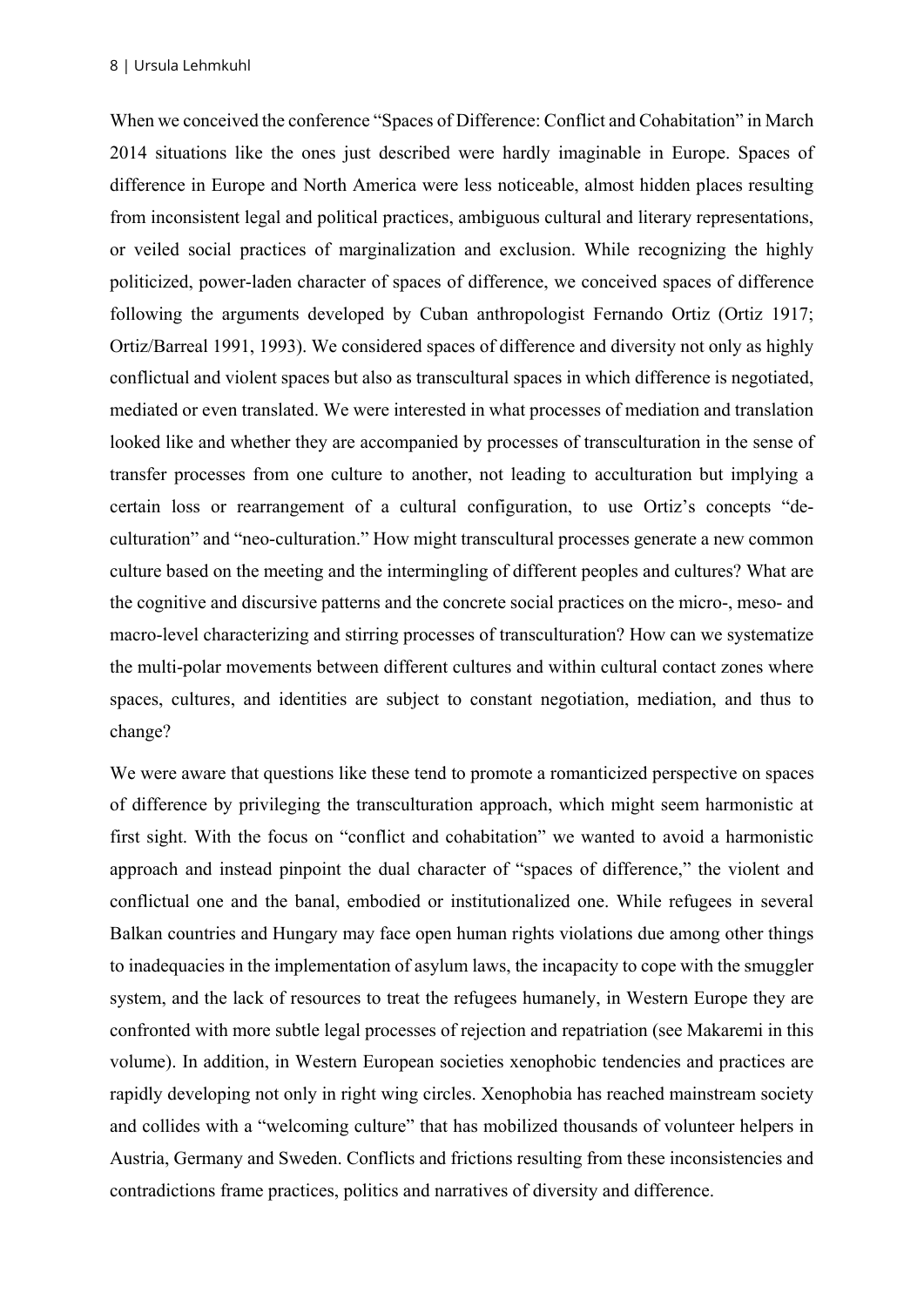When we conceived the conference "Spaces of Difference: Conflict and Cohabitation" in March 2014 situations like the ones just described were hardly imaginable in Europe. Spaces of difference in Europe and North America were less noticeable, almost hidden places resulting from inconsistent legal and political practices, ambiguous cultural and literary representations, or veiled social practices of marginalization and exclusion. While recognizing the highly politicized, power-laden character of spaces of difference, we conceived spaces of difference following the arguments developed by Cuban anthropologist Fernando Ortiz (Ortiz 1917; Ortiz/Barreal 1991, 1993). We considered spaces of difference and diversity not only as highly conflictual and violent spaces but also as transcultural spaces in which difference is negotiated, mediated or even translated. We were interested in what processes of mediation and translation looked like and whether they are accompanied by processes of transculturation in the sense of transfer processes from one culture to another, not leading to acculturation but implying a certain loss or rearrangement of a cultural configuration, to use Ortiz's concepts "de-culturation" and "neo-culturation." How might transcultural processes generate a new common culture based on the meeting and the intermingling of different peoples and cultures? What are the cognitive and discursive patterns and the concrete social practices on the micro-, meso- and macro-level characterizing and stirring processes of transculturation? How can we systematize the multi-polar movements between different cultures and within cultural contact zones where spaces, cultures, and identities are subject to constant negotiation, mediation, and thus to change?

We were aware that questions like these tend to promote a romanticized perspective on spaces of difference by privileging the transculturation approach, which might seem harmonistic at first sight. With the focus on "conflict and cohabitation" we wanted to avoid a harmonistic approach and instead pinpoint the dual character of "spaces of difference," the violent and conflictual one and the banal, embodied or institutionalized one. While refugees in several Balkan countries and Hungary may face open human rights violations due among other things to inadequacies in the implementation of asylum laws, the incapacity to cope with the smuggler system, and the lack of resources to treat the refugees humanely, in Western Europe they are confronted with more subtle legal processes of rejection and repatriation (see Makaremi in this volume). In addition, in Western European societies xenophobic tendencies and practices are rapidly developing not only in right wing circles. Xenophobia has reached mainstream society and collides with a "welcoming culture" that has mobilized thousands of volunteer helpers in Austria, Germany and Sweden. Conflicts and frictions resulting from these inconsistencies and contradictions frame practices, politics and narratives of diversity and difference.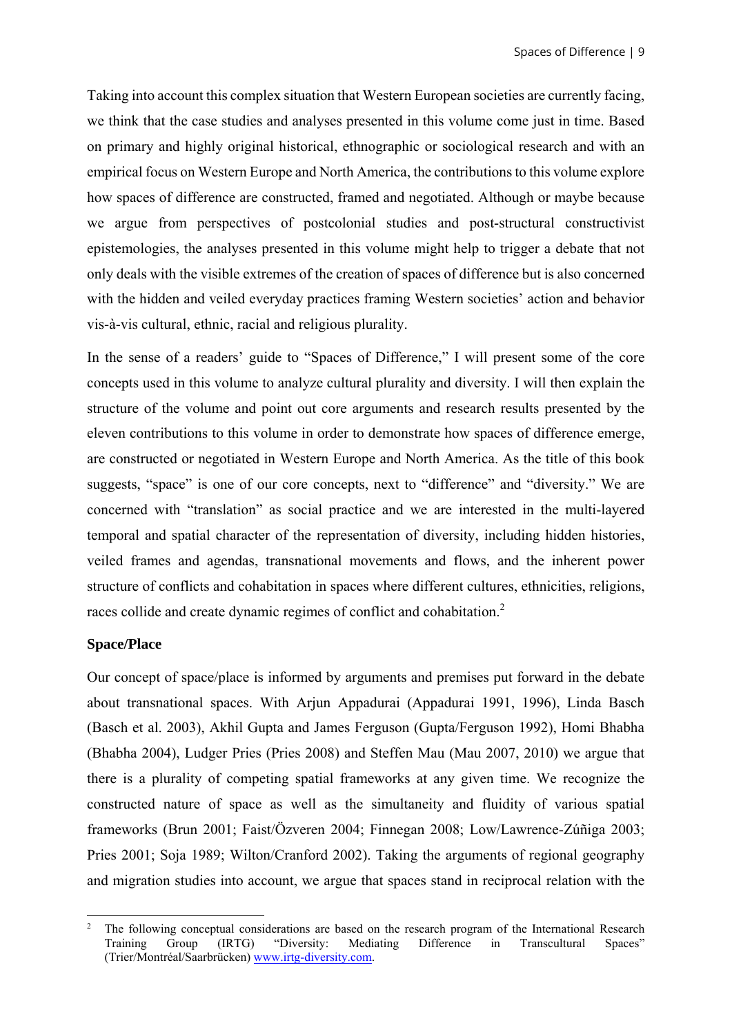Taking into account this complex situation that Western European societies are currently facing, we think that the case studies and analyses presented in this volume come just in time. Based on primary and highly original historical, ethnographic or sociological research and with an empirical focus on Western Europe and North America, the contributions to this volume explore how spaces of difference are constructed, framed and negotiated. Although or maybe because we argue from perspectives of postcolonial studies and post-structural constructivist epistemologies, the analyses presented in this volume might help to trigger a debate that not only deals with the visible extremes of the creation of spaces of difference but is also concerned with the hidden and veiled everyday practices framing Western societies' action and behavior vis-à-vis cultural, ethnic, racial and religious plurality.

In the sense of a readers' guide to "Spaces of Difference," I will present some of the core concepts used in this volume to analyze cultural plurality and diversity. I will then explain the structure of the volume and point out core arguments and research results presented by the eleven contributions to this volume in order to demonstrate how spaces of difference emerge, are constructed or negotiated in Western Europe and North America. As the title of this book suggests, "space" is one of our core concepts, next to "difference" and "diversity." We are concerned with "translation" as social practice and we are interested in the multi-layered temporal and spatial character of the representation of diversity, including hidden histories, veiled frames and agendas, transnational movements and flows, and the inherent power structure of conflicts and cohabitation in spaces where different cultures, ethnicities, religions, races collide and create dynamic regimes of conflict and cohabitation.[2]

**Space/Place**

Our concept of space/place is informed by arguments and premises put forward in the debate about transnational spaces. With Arjun Appadurai (Appadurai 1991, 1996), Linda Basch (Basch et al. 2003), Akhil Gupta and James Ferguson (Gupta/Ferguson 1992), Homi Bhabha (Bhabha 2004), Ludger Pries (Pries 2008) and Steffen Mau (Mau 2007, 2010) we argue that there is a plurality of competing spatial frameworks at any given time. We recognize the constructed nature of space as well as the simultaneity and fluidity of various spatial frameworks (Brun 2001; Faist/Özveren 2004; Finnegan 2008; Low/Lawrence-Zúñiga 2003; Pries 2001; Soja 1989; Wilton/Cranford 2002). Taking the arguments of regional geography and migration studies into account, we argue that spaces stand in reciprocal relation with the

[2] The following conceptual considerations are based on the research program of the International Research Training Group (IRTG) "Diversity: Mediating Difference in Transcultural Spaces" (Trier/Montréal/Saarbrücken) www.irtg-diversity.com.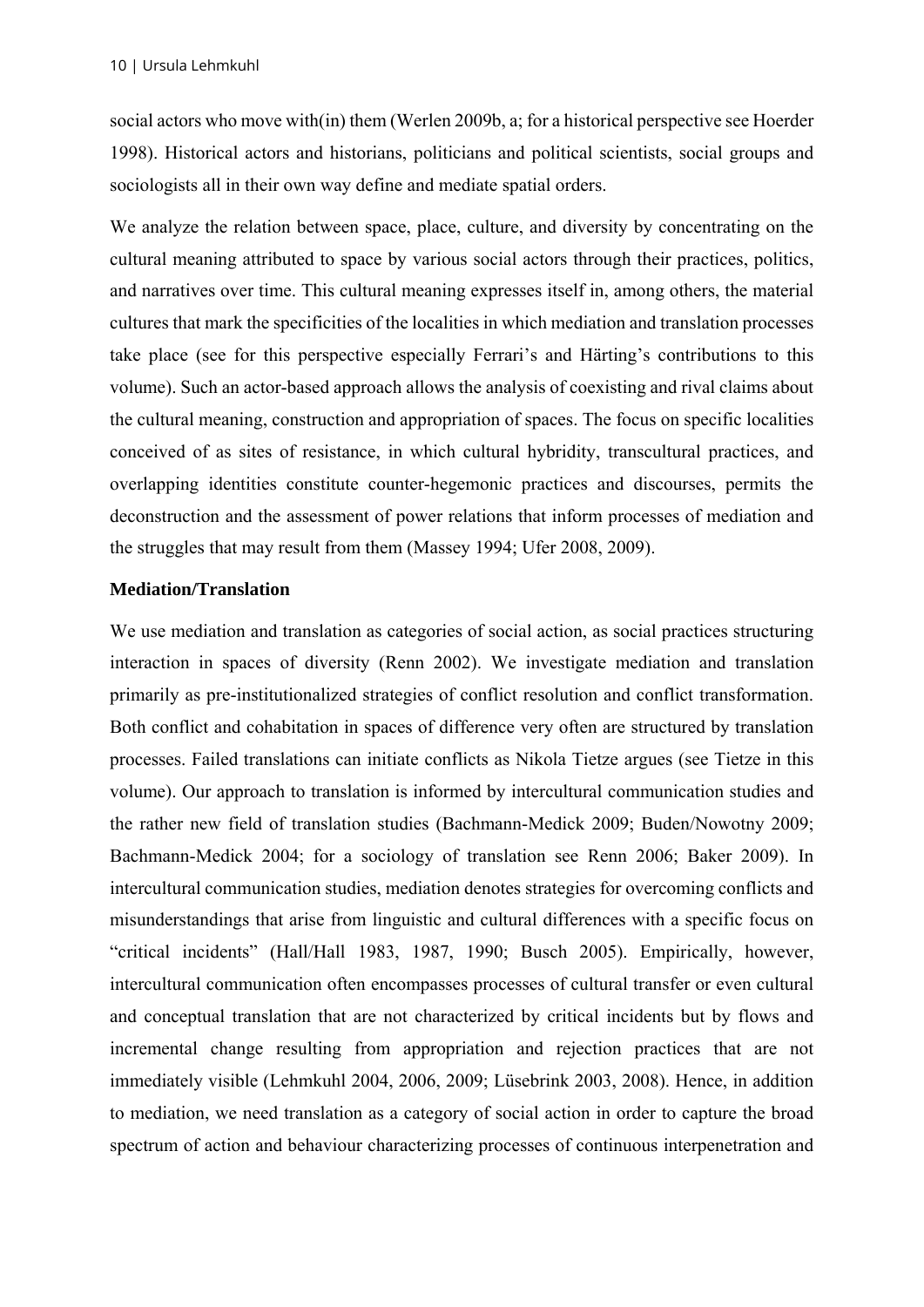social actors who move with(in) them (Werlen 2009b, a; for a historical perspective see Hoerder 1998). Historical actors and historians, politicians and political scientists, social groups and sociologists all in their own way define and mediate spatial orders.

We analyze the relation between space, place, culture, and diversity by concentrating on the cultural meaning attributed to space by various social actors through their practices, politics, and narratives over time. This cultural meaning expresses itself in, among others, the material cultures that mark the specificities of the localities in which mediation and translation processes take place (see for this perspective especially Ferrari's and Härting's contributions to this volume). Such an actor-based approach allows the analysis of coexisting and rival claims about the cultural meaning, construction and appropriation of spaces. The focus on specific localities conceived of as sites of resistance, in which cultural hybridity, transcultural practices, and overlapping identities constitute counter-hegemonic practices and discourses, permits the deconstruction and the assessment of power relations that inform processes of mediation and the struggles that may result from them (Massey 1994; Ufer 2008, 2009).

### Mediation/Translation

We use mediation and translation as categories of social action, as social practices structuring interaction in spaces of diversity (Renn 2002). We investigate mediation and translation primarily as pre-institutionalized strategies of conflict resolution and conflict transformation. Both conflict and cohabitation in spaces of difference very often are structured by translation processes. Failed translations can initiate conflicts as Nikola Tietze argues (see Tietze in this volume). Our approach to translation is informed by intercultural communication studies and the rather new field of translation studies (Bachmann-Medick 2009; Buden/Nowotny 2009; Bachmann-Medick 2004; for a sociology of translation see Renn 2006; Baker 2009). In intercultural communication studies, mediation denotes strategies for overcoming conflicts and misunderstandings that arise from linguistic and cultural differences with a specific focus on "critical incidents" (Hall/Hall 1983, 1987, 1990; Busch 2005). Empirically, however, intercultural communication often encompasses processes of cultural transfer or even cultural and conceptual translation that are not characterized by critical incidents but by flows and incremental change resulting from appropriation and rejection practices that are not immediately visible (Lehmkuhl 2004, 2006, 2009; Lüsebrink 2003, 2008). Hence, in addition to mediation, we need translation as a category of social action in order to capture the broad spectrum of action and behaviour characterizing processes of continuous interpenetration and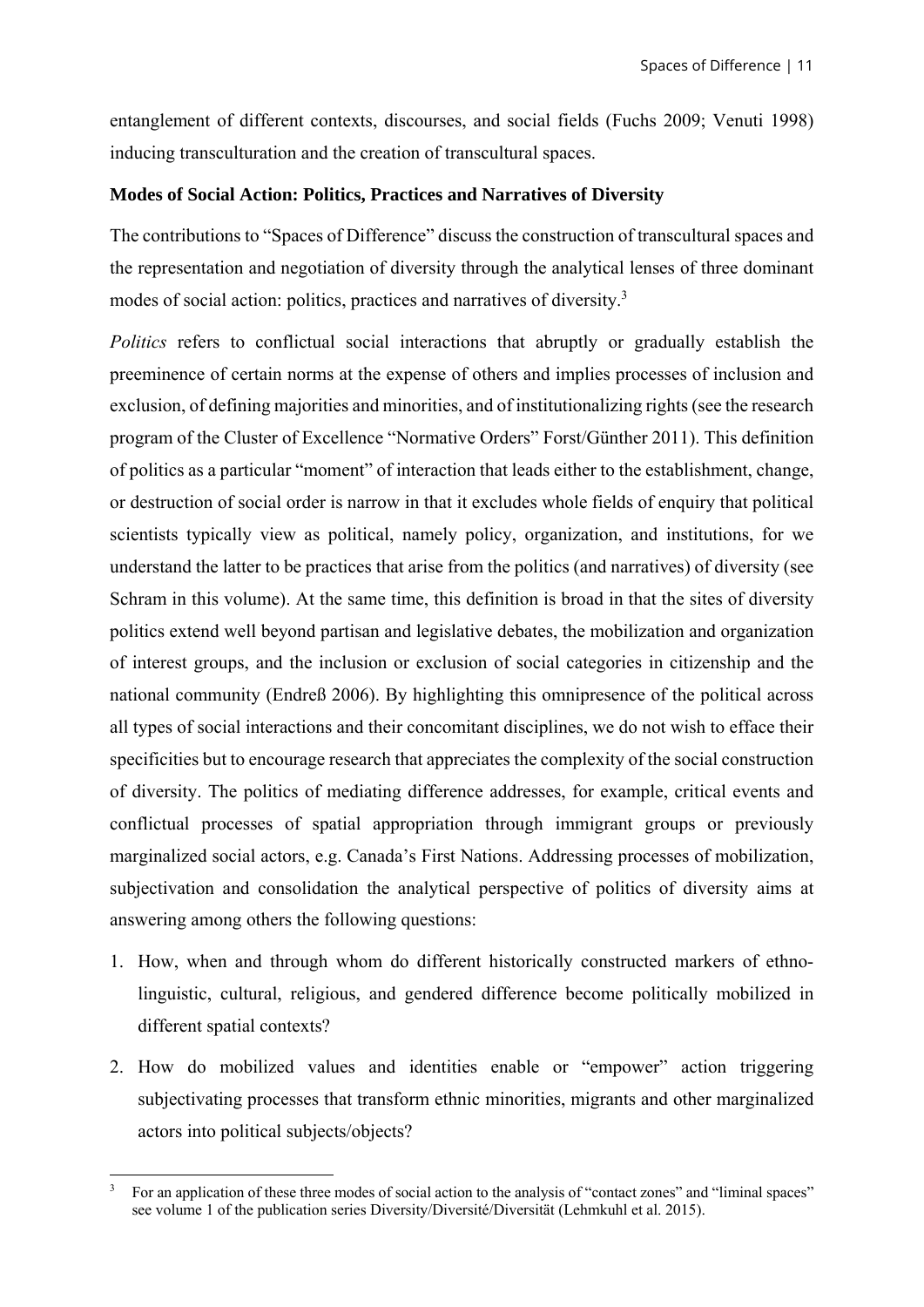entanglement of different contexts, discourses, and social fields (Fuchs 2009; Venuti 1998) inducing transculturation and the creation of transcultural spaces.

**Modes of Social Action: Politics, Practices and Narratives of Diversity**

The contributions to "Spaces of Difference" discuss the construction of transcultural spaces and the representation and negotiation of diversity through the analytical lenses of three dominant modes of social action: politics, practices and narratives of diversity.[3]

*Politics* refers to conflictual social interactions that abruptly or gradually establish the preeminence of certain norms at the expense of others and implies processes of inclusion and exclusion, of defining majorities and minorities, and of institutionalizing rights (see the research program of the Cluster of Excellence "Normative Orders" Forst/Günther 2011). This definition of politics as a particular "moment" of interaction that leads either to the establishment, change, or destruction of social order is narrow in that it excludes whole fields of enquiry that political scientists typically view as political, namely policy, organization, and institutions, for we understand the latter to be practices that arise from the politics (and narratives) of diversity (see Schram in this volume). At the same time, this definition is broad in that the sites of diversity politics extend well beyond partisan and legislative debates, the mobilization and organization of interest groups, and the inclusion or exclusion of social categories in citizenship and the national community (Endreß 2006). By highlighting this omnipresence of the political across all types of social interactions and their concomitant disciplines, we do not wish to efface their specificities but to encourage research that appreciates the complexity of the social construction of diversity. The politics of mediating difference addresses, for example, critical events and conflictual processes of spatial appropriation through immigrant groups or previously marginalized social actors, e.g. Canada's First Nations. Addressing processes of mobilization, subjectivation and consolidation the analytical perspective of politics of diversity aims at answering among others the following questions:

1. How, when and through whom do different historically constructed markers of ethno-linguistic, cultural, religious, and gendered difference become politically mobilized in different spatial contexts?
2. How do mobilized values and identities enable or "empower" action triggering subjectivating processes that transform ethnic minorities, migrants and other marginalized actors into political subjects/objects?

[3] For an application of these three modes of social action to the analysis of "contact zones" and "liminal spaces" see volume 1 of the publication series Diversity/Diversité/Diversität (Lehmkuhl et al. 2015).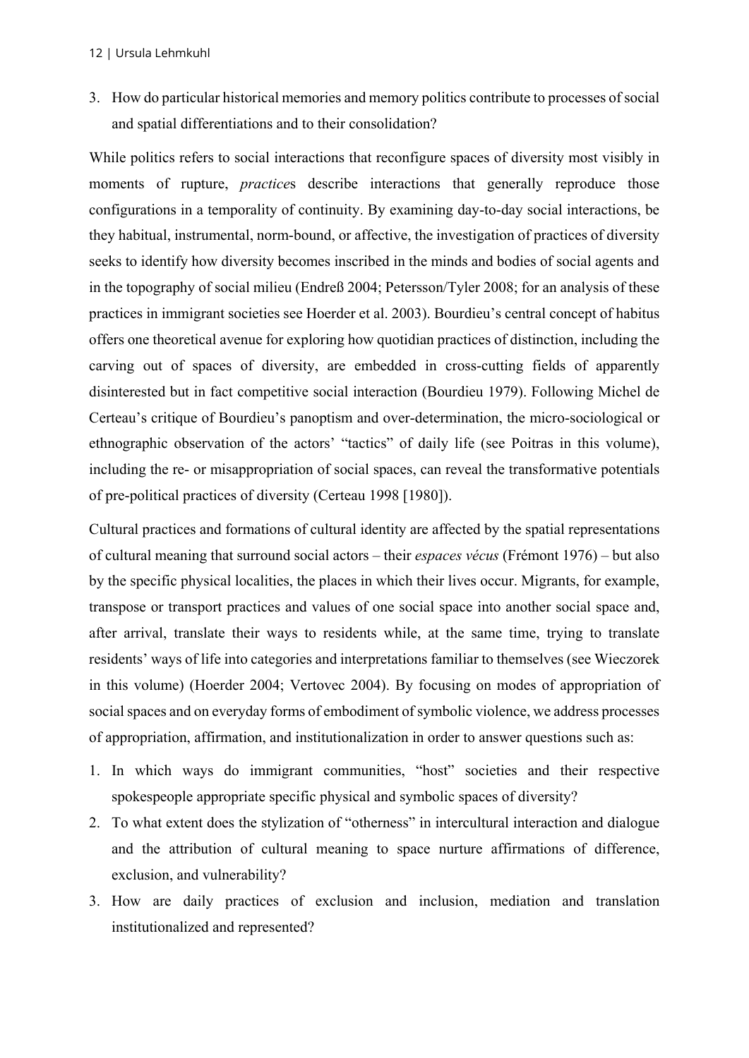3. How do particular historical memories and memory politics contribute to processes of social and spatial differentiations and to their consolidation?

While politics refers to social interactions that reconfigure spaces of diversity most visibly in moments of rupture, *practice*s describe interactions that generally reproduce those configurations in a temporality of continuity. By examining day-to-day social interactions, be they habitual, instrumental, norm-bound, or affective, the investigation of practices of diversity seeks to identify how diversity becomes inscribed in the minds and bodies of social agents and in the topography of social milieu (Endreß 2004; Petersson/Tyler 2008; for an analysis of these practices in immigrant societies see Hoerder et al. 2003). Bourdieu's central concept of habitus offers one theoretical avenue for exploring how quotidian practices of distinction, including the carving out of spaces of diversity, are embedded in cross-cutting fields of apparently disinterested but in fact competitive social interaction (Bourdieu 1979). Following Michel de Certeau's critique of Bourdieu's panoptism and over-determination, the micro-sociological or ethnographic observation of the actors' "tactics" of daily life (see Poitras in this volume), including the re- or misappropriation of social spaces, can reveal the transformative potentials of pre-political practices of diversity (Certeau 1998 [1980]).

Cultural practices and formations of cultural identity are affected by the spatial representations of cultural meaning that surround social actors – their *espaces vécus* (Frémont 1976) – but also by the specific physical localities, the places in which their lives occur. Migrants, for example, transpose or transport practices and values of one social space into another social space and, after arrival, translate their ways to residents while, at the same time, trying to translate residents' ways of life into categories and interpretations familiar to themselves (see Wieczorek in this volume) (Hoerder 2004; Vertovec 2004). By focusing on modes of appropriation of social spaces and on everyday forms of embodiment of symbolic violence, we address processes of appropriation, affirmation, and institutionalization in order to answer questions such as:

1. In which ways do immigrant communities, "host" societies and their respective spokespeople appropriate specific physical and symbolic spaces of diversity?
2. To what extent does the stylization of "otherness" in intercultural interaction and dialogue and the attribution of cultural meaning to space nurture affirmations of difference, exclusion, and vulnerability?
3. How are daily practices of exclusion and inclusion, mediation and translation institutionalized and represented?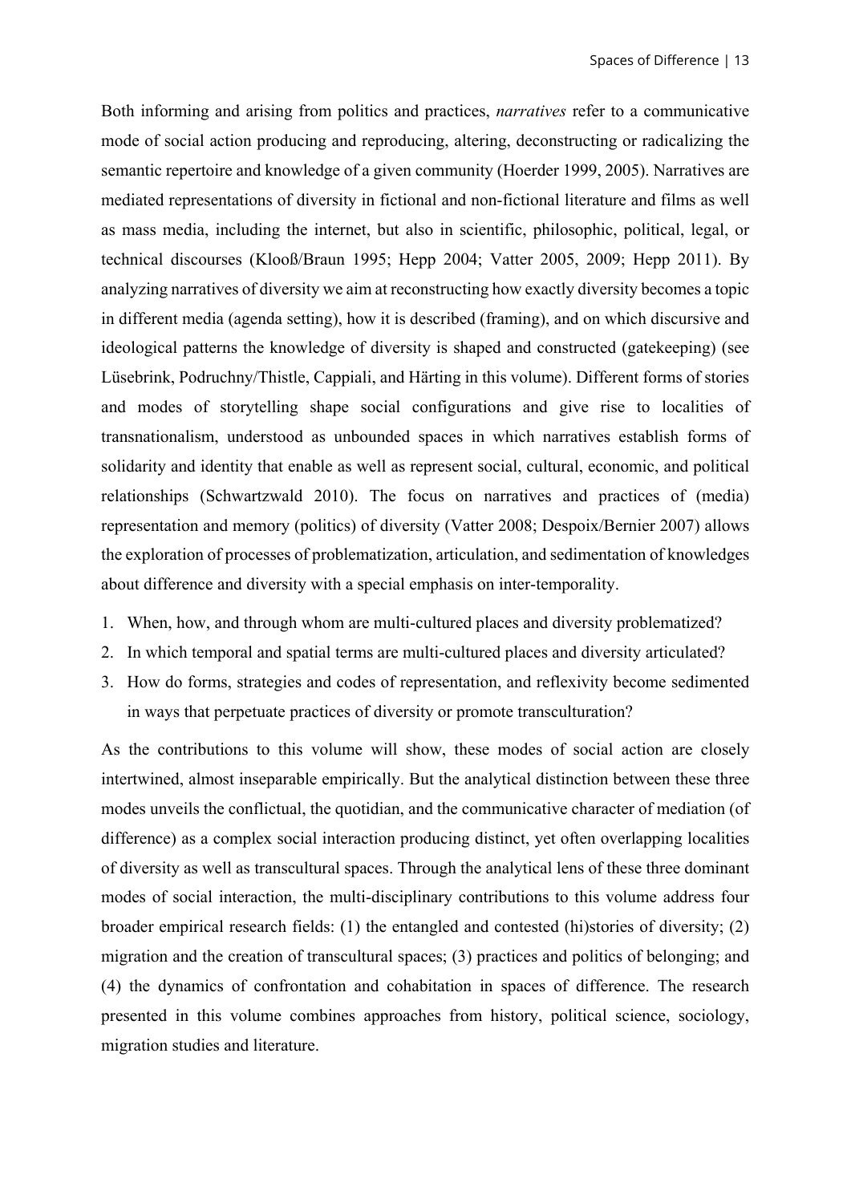Both informing and arising from politics and practices, *narratives* refer to a communicative mode of social action producing and reproducing, altering, deconstructing or radicalizing the semantic repertoire and knowledge of a given community (Hoerder 1999, 2005). Narratives are mediated representations of diversity in fictional and non-fictional literature and films as well as mass media, including the internet, but also in scientific, philosophic, political, legal, or technical discourses (Klooß/Braun 1995; Hepp 2004; Vatter 2005, 2009; Hepp 2011). By analyzing narratives of diversity we aim at reconstructing how exactly diversity becomes a topic in different media (agenda setting), how it is described (framing), and on which discursive and ideological patterns the knowledge of diversity is shaped and constructed (gatekeeping) (see Lüsebrink, Podruchny/Thistle, Cappiali, and Härting in this volume). Different forms of stories and modes of storytelling shape social configurations and give rise to localities of transnationalism, understood as unbounded spaces in which narratives establish forms of solidarity and identity that enable as well as represent social, cultural, economic, and political relationships (Schwartzwald 2010). The focus on narratives and practices of (media) representation and memory (politics) of diversity (Vatter 2008; Despoix/Bernier 2007) allows the exploration of processes of problematization, articulation, and sedimentation of knowledges about difference and diversity with a special emphasis on inter-temporality.

1. When, how, and through whom are multi-cultured places and diversity problematized?
2. In which temporal and spatial terms are multi-cultured places and diversity articulated?
3. How do forms, strategies and codes of representation, and reflexivity become sedimented in ways that perpetuate practices of diversity or promote transculturation?

As the contributions to this volume will show, these modes of social action are closely intertwined, almost inseparable empirically. But the analytical distinction between these three modes unveils the conflictual, the quotidian, and the communicative character of mediation (of difference) as a complex social interaction producing distinct, yet often overlapping localities of diversity as well as transcultural spaces. Through the analytical lens of these three dominant modes of social interaction, the multi-disciplinary contributions to this volume address four broader empirical research fields: (1) the entangled and contested (hi)stories of diversity; (2) migration and the creation of transcultural spaces; (3) practices and politics of belonging; and (4) the dynamics of confrontation and cohabitation in spaces of difference. The research presented in this volume combines approaches from history, political science, sociology, migration studies and literature.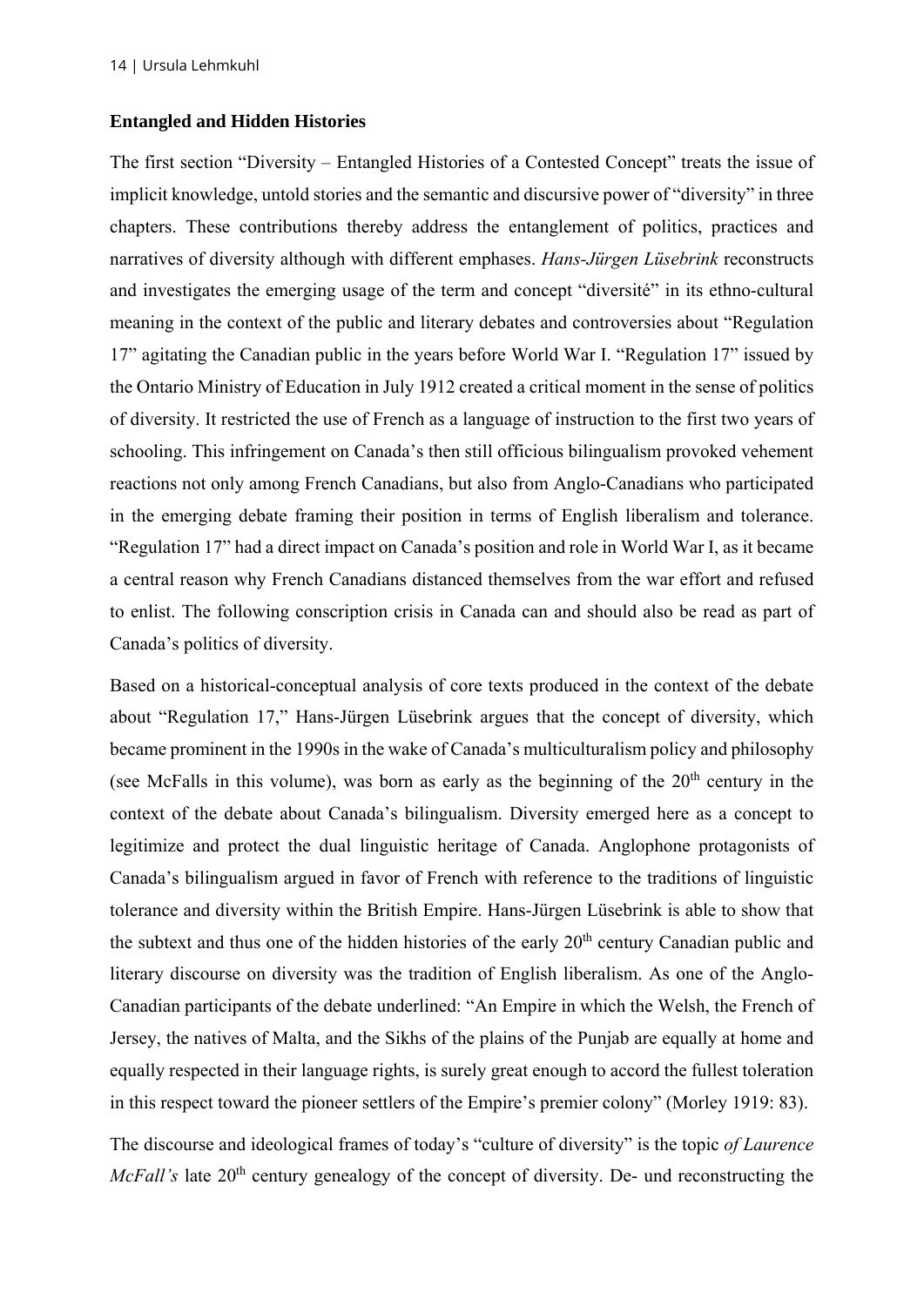**Entangled and Hidden Histories**

The first section "Diversity – Entangled Histories of a Contested Concept" treats the issue of implicit knowledge, untold stories and the semantic and discursive power of "diversity" in three chapters. These contributions thereby address the entanglement of politics, practices and narratives of diversity although with different emphases. *Hans-Jürgen Lüsebrink* reconstructs and investigates the emerging usage of the term and concept "diversité" in its ethno-cultural meaning in the context of the public and literary debates and controversies about "Regulation 17" agitating the Canadian public in the years before World War I. "Regulation 17" issued by the Ontario Ministry of Education in July 1912 created a critical moment in the sense of politics of diversity. It restricted the use of French as a language of instruction to the first two years of schooling. This infringement on Canada's then still officious bilingualism provoked vehement reactions not only among French Canadians, but also from Anglo-Canadians who participated in the emerging debate framing their position in terms of English liberalism and tolerance. "Regulation 17" had a direct impact on Canada's position and role in World War I, as it became a central reason why French Canadians distanced themselves from the war effort and refused to enlist. The following conscription crisis in Canada can and should also be read as part of Canada's politics of diversity.

Based on a historical-conceptual analysis of core texts produced in the context of the debate about "Regulation 17," Hans-Jürgen Lüsebrink argues that the concept of diversity, which became prominent in the 1990s in the wake of Canada's multiculturalism policy and philosophy (see McFalls in this volume), was born as early as the beginning of the 20th century in the context of the debate about Canada's bilingualism. Diversity emerged here as a concept to legitimize and protect the dual linguistic heritage of Canada. Anglophone protagonists of Canada's bilingualism argued in favor of French with reference to the traditions of linguistic tolerance and diversity within the British Empire. Hans-Jürgen Lüsebrink is able to show that the subtext and thus one of the hidden histories of the early 20th century Canadian public and literary discourse on diversity was the tradition of English liberalism. As one of the Anglo-Canadian participants of the debate underlined: "An Empire in which the Welsh, the French of Jersey, the natives of Malta, and the Sikhs of the plains of the Punjab are equally at home and equally respected in their language rights, is surely great enough to accord the fullest toleration in this respect toward the pioneer settlers of the Empire's premier colony" (Morley 1919: 83).

The discourse and ideological frames of today's "culture of diversity" is the topic *of Laurence McFall's* late 20th century genealogy of the concept of diversity. De- und reconstructing the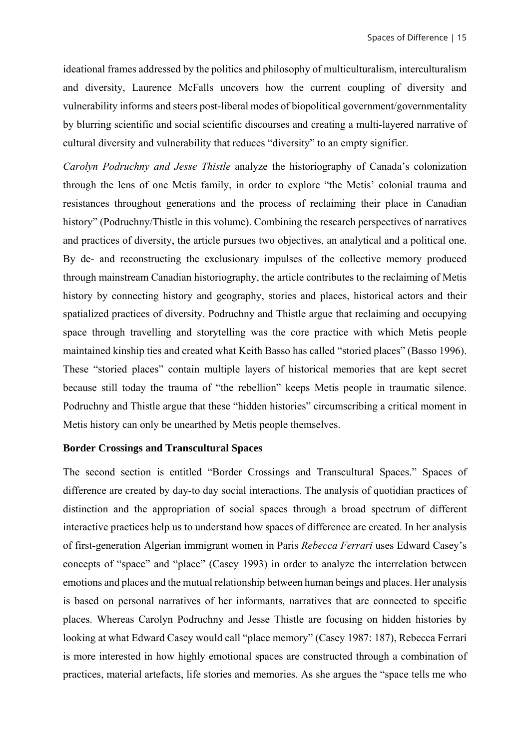ideational frames addressed by the politics and philosophy of multiculturalism, interculturalism and diversity, Laurence McFalls uncovers how the current coupling of diversity and vulnerability informs and steers post-liberal modes of biopolitical government/governmentality by blurring scientific and social scientific discourses and creating a multi-layered narrative of cultural diversity and vulnerability that reduces "diversity" to an empty signifier.

*Carolyn Podruchny and Jesse Thistle* analyze the historiography of Canada's colonization through the lens of one Metis family, in order to explore "the Metis' colonial trauma and resistances throughout generations and the process of reclaiming their place in Canadian history" (Podruchny/Thistle in this volume). Combining the research perspectives of narratives and practices of diversity, the article pursues two objectives, an analytical and a political one. By de- and reconstructing the exclusionary impulses of the collective memory produced through mainstream Canadian historiography, the article contributes to the reclaiming of Metis history by connecting history and geography, stories and places, historical actors and their spatialized practices of diversity. Podruchny and Thistle argue that reclaiming and occupying space through travelling and storytelling was the core practice with which Metis people maintained kinship ties and created what Keith Basso has called "storied places" (Basso 1996). These "storied places" contain multiple layers of historical memories that are kept secret because still today the trauma of "the rebellion" keeps Metis people in traumatic silence. Podruchny and Thistle argue that these "hidden histories" circumscribing a critical moment in Metis history can only be unearthed by Metis people themselves.

**Border Crossings and Transcultural Spaces**

The second section is entitled "Border Crossings and Transcultural Spaces." Spaces of difference are created by day-to day social interactions. The analysis of quotidian practices of distinction and the appropriation of social spaces through a broad spectrum of different interactive practices help us to understand how spaces of difference are created. In her analysis of first-generation Algerian immigrant women in Paris *Rebecca Ferrari* uses Edward Casey's concepts of "space" and "place" (Casey 1993) in order to analyze the interrelation between emotions and places and the mutual relationship between human beings and places. Her analysis is based on personal narratives of her informants, narratives that are connected to specific places. Whereas Carolyn Podruchny and Jesse Thistle are focusing on hidden histories by looking at what Edward Casey would call "place memory" (Casey 1987: 187), Rebecca Ferrari is more interested in how highly emotional spaces are constructed through a combination of practices, material artefacts, life stories and memories. As she argues the "space tells me who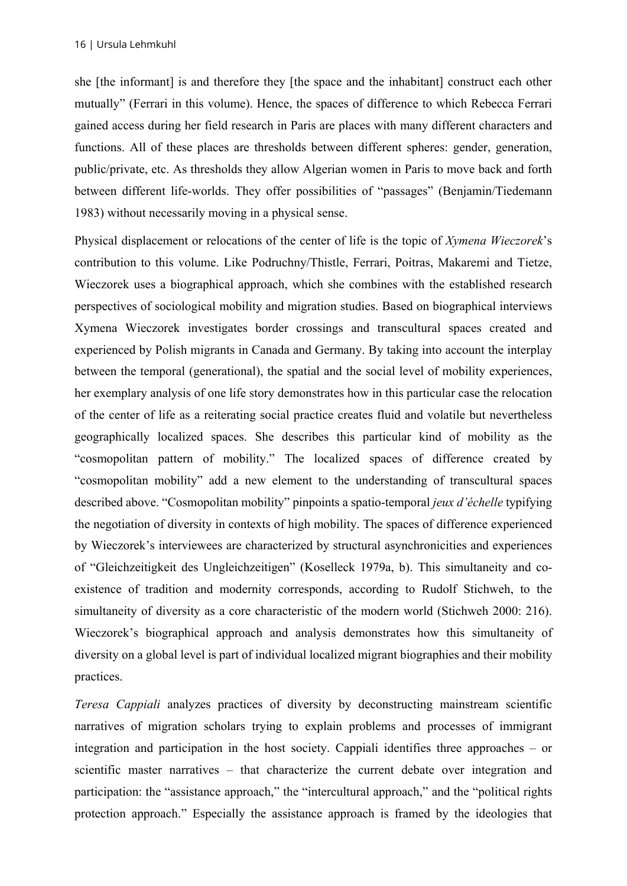she [the informant] is and therefore they [the space and the inhabitant] construct each other mutually" (Ferrari in this volume). Hence, the spaces of difference to which Rebecca Ferrari gained access during her field research in Paris are places with many different characters and functions. All of these places are thresholds between different spheres: gender, generation, public/private, etc. As thresholds they allow Algerian women in Paris to move back and forth between different life-worlds. They offer possibilities of "passages" (Benjamin/Tiedemann 1983) without necessarily moving in a physical sense.

Physical displacement or relocations of the center of life is the topic of *Xymena Wieczorek*'s contribution to this volume. Like Podruchny/Thistle, Ferrari, Poitras, Makaremi and Tietze, Wieczorek uses a biographical approach, which she combines with the established research perspectives of sociological mobility and migration studies. Based on biographical interviews Xymena Wieczorek investigates border crossings and transcultural spaces created and experienced by Polish migrants in Canada and Germany. By taking into account the interplay between the temporal (generational), the spatial and the social level of mobility experiences, her exemplary analysis of one life story demonstrates how in this particular case the relocation of the center of life as a reiterating social practice creates fluid and volatile but nevertheless geographically localized spaces. She describes this particular kind of mobility as the "cosmopolitan pattern of mobility." The localized spaces of difference created by "cosmopolitan mobility" add a new element to the understanding of transcultural spaces described above. "Cosmopolitan mobility" pinpoints a spatio-temporal *jeux d'échelle* typifying the negotiation of diversity in contexts of high mobility. The spaces of difference experienced by Wieczorek's interviewees are characterized by structural asynchronicities and experiences of "Gleichzeitigkeit des Ungleichzeitigen" (Koselleck 1979a, b). This simultaneity and co-existence of tradition and modernity corresponds, according to Rudolf Stichweh, to the simultaneity of diversity as a core characteristic of the modern world (Stichweh 2000: 216). Wieczorek's biographical approach and analysis demonstrates how this simultaneity of diversity on a global level is part of individual localized migrant biographies and their mobility practices.

*Teresa Cappiali* analyzes practices of diversity by deconstructing mainstream scientific narratives of migration scholars trying to explain problems and processes of immigrant integration and participation in the host society. Cappiali identifies three approaches – or scientific master narratives – that characterize the current debate over integration and participation: the "assistance approach," the "intercultural approach," and the "political rights protection approach." Especially the assistance approach is framed by the ideologies that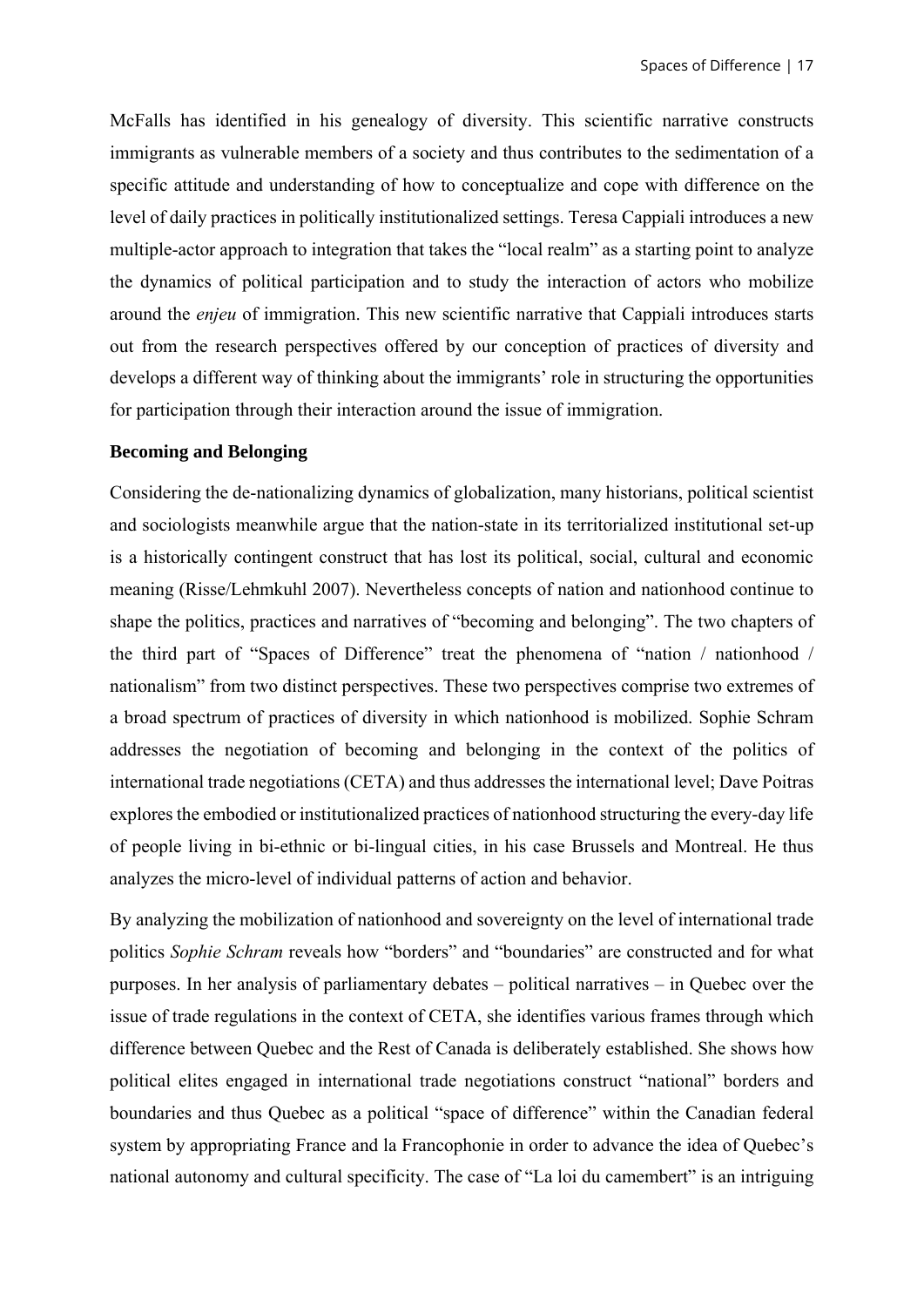McFalls has identified in his genealogy of diversity. This scientific narrative constructs immigrants as vulnerable members of a society and thus contributes to the sedimentation of a specific attitude and understanding of how to conceptualize and cope with difference on the level of daily practices in politically institutionalized settings. Teresa Cappiali introduces a new multiple-actor approach to integration that takes the "local realm" as a starting point to analyze the dynamics of political participation and to study the interaction of actors who mobilize around the *enjeu* of immigration. This new scientific narrative that Cappiali introduces starts out from the research perspectives offered by our conception of practices of diversity and develops a different way of thinking about the immigrants' role in structuring the opportunities for participation through their interaction around the issue of immigration.

**Becoming and Belonging**

Considering the de-nationalizing dynamics of globalization, many historians, political scientist and sociologists meanwhile argue that the nation-state in its territorialized institutional set-up is a historically contingent construct that has lost its political, social, cultural and economic meaning (Risse/Lehmkuhl 2007). Nevertheless concepts of nation and nationhood continue to shape the politics, practices and narratives of "becoming and belonging". The two chapters of the third part of "Spaces of Difference" treat the phenomena of "nation / nationhood / nationalism" from two distinct perspectives. These two perspectives comprise two extremes of a broad spectrum of practices of diversity in which nationhood is mobilized. Sophie Schram addresses the negotiation of becoming and belonging in the context of the politics of international trade negotiations (CETA) and thus addresses the international level; Dave Poitras explores the embodied or institutionalized practices of nationhood structuring the every-day life of people living in bi-ethnic or bi-lingual cities, in his case Brussels and Montreal. He thus analyzes the micro-level of individual patterns of action and behavior.

By analyzing the mobilization of nationhood and sovereignty on the level of international trade politics *Sophie Schram* reveals how "borders" and "boundaries" are constructed and for what purposes. In her analysis of parliamentary debates – political narratives – in Quebec over the issue of trade regulations in the context of CETA, she identifies various frames through which difference between Quebec and the Rest of Canada is deliberately established. She shows how political elites engaged in international trade negotiations construct "national" borders and boundaries and thus Quebec as a political "space of difference" within the Canadian federal system by appropriating France and la Francophonie in order to advance the idea of Quebec's national autonomy and cultural specificity. The case of "La loi du camembert" is an intriguing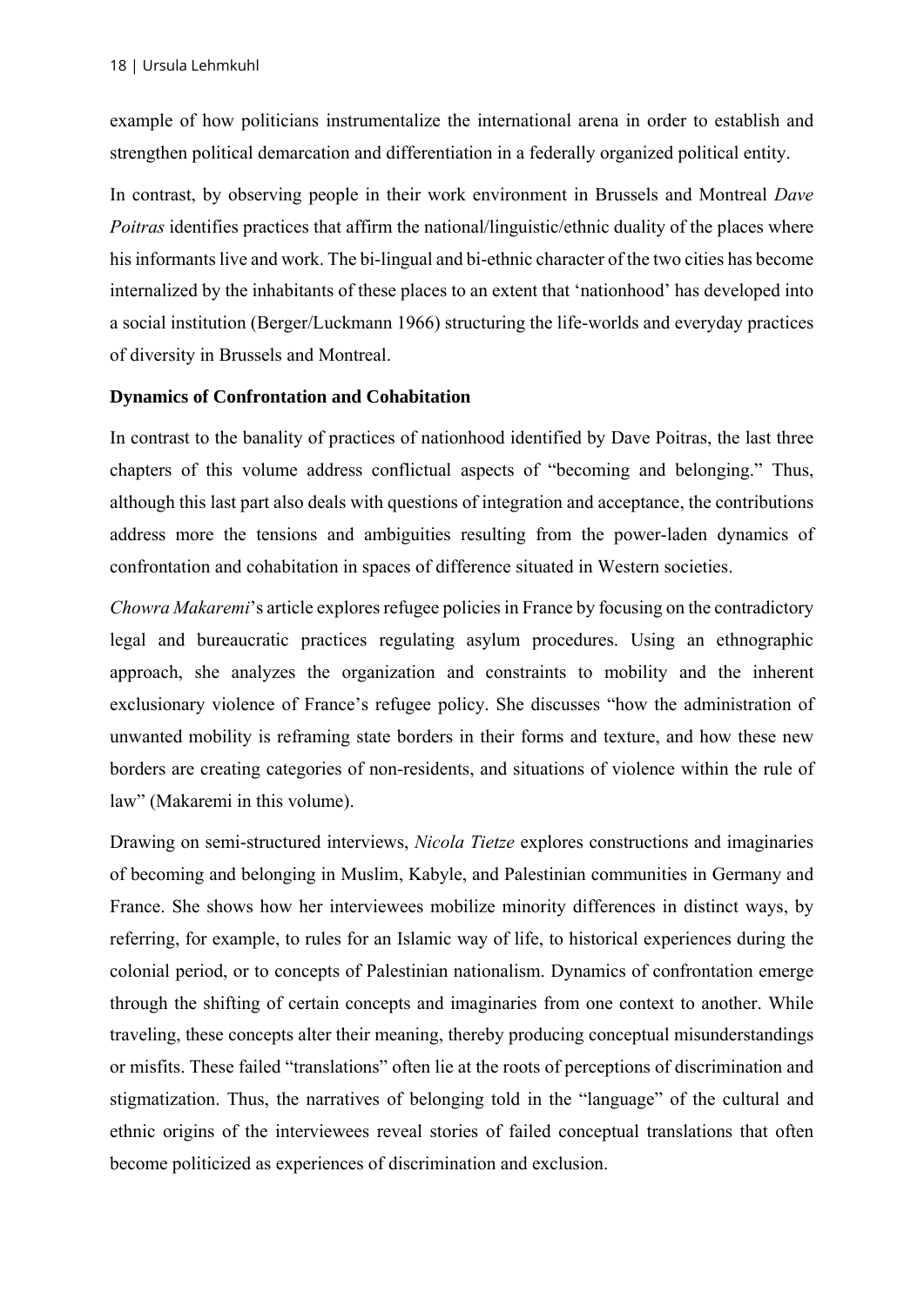example of how politicians instrumentalize the international arena in order to establish and strengthen political demarcation and differentiation in a federally organized political entity.

In contrast, by observing people in their work environment in Brussels and Montreal *Dave Poitras* identifies practices that affirm the national/linguistic/ethnic duality of the places where his informants live and work. The bi-lingual and bi-ethnic character of the two cities has become internalized by the inhabitants of these places to an extent that 'nationhood' has developed into a social institution (Berger/Luckmann 1966) structuring the life-worlds and everyday practices of diversity in Brussels and Montreal.

**Dynamics of Confrontation and Cohabitation**

In contrast to the banality of practices of nationhood identified by Dave Poitras, the last three chapters of this volume address conflictual aspects of "becoming and belonging." Thus, although this last part also deals with questions of integration and acceptance, the contributions address more the tensions and ambiguities resulting from the power-laden dynamics of confrontation and cohabitation in spaces of difference situated in Western societies.

*Chowra Makaremi*'s article explores refugee policies in France by focusing on the contradictory legal and bureaucratic practices regulating asylum procedures. Using an ethnographic approach, she analyzes the organization and constraints to mobility and the inherent exclusionary violence of France's refugee policy. She discusses "how the administration of unwanted mobility is reframing state borders in their forms and texture, and how these new borders are creating categories of non-residents, and situations of violence within the rule of law" (Makaremi in this volume).

Drawing on semi-structured interviews, *Nicola Tietze* explores constructions and imaginaries of becoming and belonging in Muslim, Kabyle, and Palestinian communities in Germany and France. She shows how her interviewees mobilize minority differences in distinct ways, by referring, for example, to rules for an Islamic way of life, to historical experiences during the colonial period, or to concepts of Palestinian nationalism. Dynamics of confrontation emerge through the shifting of certain concepts and imaginaries from one context to another. While traveling, these concepts alter their meaning, thereby producing conceptual misunderstandings or misfits. These failed "translations" often lie at the roots of perceptions of discrimination and stigmatization. Thus, the narratives of belonging told in the "language" of the cultural and ethnic origins of the interviewees reveal stories of failed conceptual translations that often become politicized as experiences of discrimination and exclusion.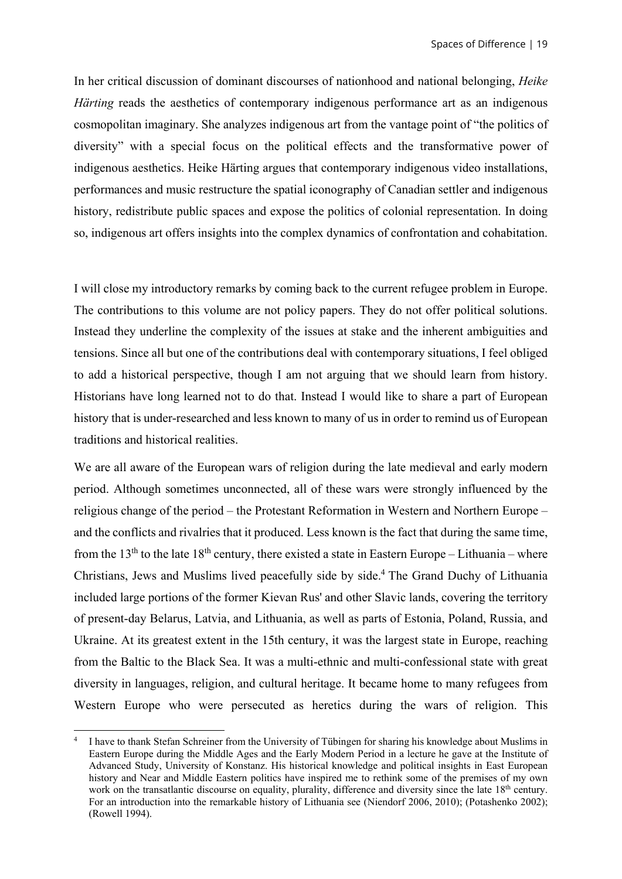In her critical discussion of dominant discourses of nationhood and national belonging, *Heike Härting* reads the aesthetics of contemporary indigenous performance art as an indigenous cosmopolitan imaginary. She analyzes indigenous art from the vantage point of "the politics of diversity" with a special focus on the political effects and the transformative power of indigenous aesthetics. Heike Härting argues that contemporary indigenous video installations, performances and music restructure the spatial iconography of Canadian settler and indigenous history, redistribute public spaces and expose the politics of colonial representation. In doing so, indigenous art offers insights into the complex dynamics of confrontation and cohabitation.

I will close my introductory remarks by coming back to the current refugee problem in Europe. The contributions to this volume are not policy papers. They do not offer political solutions. Instead they underline the complexity of the issues at stake and the inherent ambiguities and tensions. Since all but one of the contributions deal with contemporary situations, I feel obliged to add a historical perspective, though I am not arguing that we should learn from history. Historians have long learned not to do that. Instead I would like to share a part of European history that is under-researched and less known to many of us in order to remind us of European traditions and historical realities.

We are all aware of the European wars of religion during the late medieval and early modern period. Although sometimes unconnected, all of these wars were strongly influenced by the religious change of the period – the Protestant Reformation in Western and Northern Europe – and the conflicts and rivalries that it produced. Less known is the fact that during the same time, from the 13th to the late 18th century, there existed a state in Eastern Europe – Lithuania – where Christians, Jews and Muslims lived peacefully side by side.[4] The Grand Duchy of Lithuania included large portions of the former Kievan Rus' and other Slavic lands, covering the territory of present-day Belarus, Latvia, and Lithuania, as well as parts of Estonia, Poland, Russia, and Ukraine. At its greatest extent in the 15th century, it was the largest state in Europe, reaching from the Baltic to the Black Sea. It was a multi-ethnic and multi-confessional state with great diversity in languages, religion, and cultural heritage. It became home to many refugees from Western Europe who were persecuted as heretics during the wars of religion. This

[4] I have to thank Stefan Schreiner from the University of Tübingen for sharing his knowledge about Muslims in Eastern Europe during the Middle Ages and the Early Modern Period in a lecture he gave at the Institute of Advanced Study, University of Konstanz. His historical knowledge and political insights in East European history and Near and Middle Eastern politics have inspired me to rethink some of the premises of my own work on the transatlantic discourse on equality, plurality, difference and diversity since the late 18th century. For an introduction into the remarkable history of Lithuania see (Niendorf 2006, 2010); (Potashenko 2002); (Rowell 1994).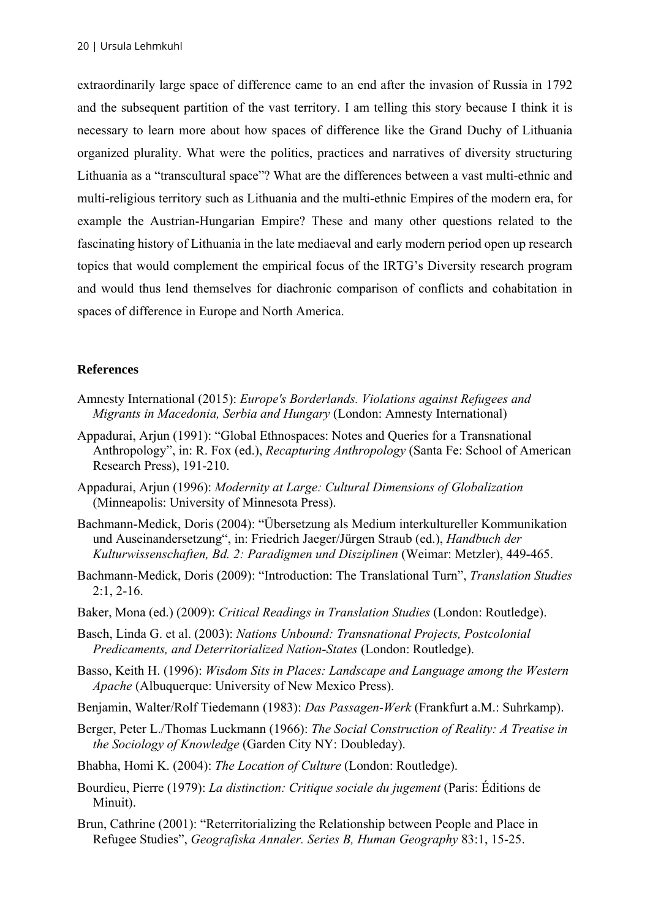extraordinarily large space of difference came to an end after the invasion of Russia in 1792 and the subsequent partition of the vast territory. I am telling this story because I think it is necessary to learn more about how spaces of difference like the Grand Duchy of Lithuania organized plurality. What were the politics, practices and narratives of diversity structuring Lithuania as a "transcultural space"? What are the differences between a vast multi-ethnic and multi-religious territory such as Lithuania and the multi-ethnic Empires of the modern era, for example the Austrian-Hungarian Empire? These and many other questions related to the fascinating history of Lithuania in the late mediaeval and early modern period open up research topics that would complement the empirical focus of the IRTG's Diversity research program and would thus lend themselves for diachronic comparison of conflicts and cohabitation in spaces of difference in Europe and North America.

## References

Amnesty International (2015): *Europe's Borderlands. Violations against Refugees and Migrants in Macedonia, Serbia and Hungary* (London: Amnesty International)

Appadurai, Arjun (1991): "Global Ethnospaces: Notes and Queries for a Transnational Anthropology", in: R. Fox (ed.), *Recapturing Anthropology* (Santa Fe: School of American Research Press), 191-210.

Appadurai, Arjun (1996): *Modernity at Large: Cultural Dimensions of Globalization* (Minneapolis: University of Minnesota Press).

Bachmann-Medick, Doris (2004): "Übersetzung als Medium interkultureller Kommunikation und Auseinandersetzung", in: Friedrich Jaeger/Jürgen Straub (ed.), *Handbuch der Kulturwissenschaften, Bd. 2: Paradigmen und Disziplinen* (Weimar: Metzler), 449-465.

Bachmann-Medick, Doris (2009): "Introduction: The Translational Turn", *Translation Studies* 2:1, 2-16.

Baker, Mona (ed.) (2009): *Critical Readings in Translation Studies* (London: Routledge).

Basch, Linda G. et al. (2003): *Nations Unbound: Transnational Projects, Postcolonial Predicaments, and Deterritorialized Nation-States* (London: Routledge).

Basso, Keith H. (1996): *Wisdom Sits in Places: Landscape and Language among the Western Apache* (Albuquerque: University of New Mexico Press).

Benjamin, Walter/Rolf Tiedemann (1983): *Das Passagen-Werk* (Frankfurt a.M.: Suhrkamp).

Berger, Peter L./Thomas Luckmann (1966): *The Social Construction of Reality: A Treatise in the Sociology of Knowledge* (Garden City NY: Doubleday).

Bhabha, Homi K. (2004): *The Location of Culture* (London: Routledge).

Bourdieu, Pierre (1979): *La distinction: Critique sociale du jugement* (Paris: Éditions de Minuit).

Brun, Cathrine (2001): "Reterritorializing the Relationship between People and Place in Refugee Studies", *Geografiska Annaler. Series B, Human Geography* 83:1, 15-25.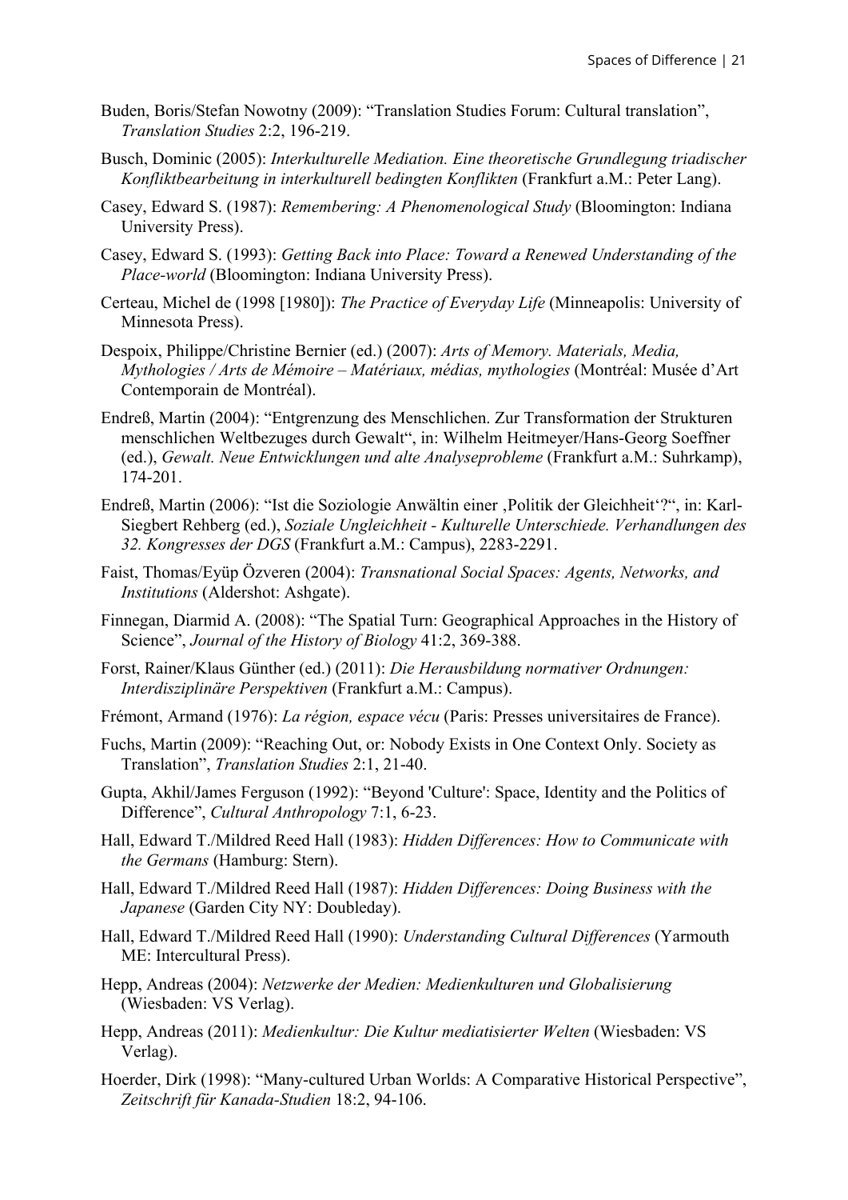Buden, Boris/Stefan Nowotny (2009): “Translation Studies Forum: Cultural translation”, *Translation Studies* 2:2, 196-219.

Busch, Dominic (2005): *Interkulturelle Mediation. Eine theoretische Grundlegung triadischer Konfliktbearbeitung in interkulturell bedingten Konflikten* (Frankfurt a.M.: Peter Lang).

Casey, Edward S. (1987): *Remembering: A Phenomenological Study* (Bloomington: Indiana University Press).

Casey, Edward S. (1993): *Getting Back into Place: Toward a Renewed Understanding of the Place-world* (Bloomington: Indiana University Press).

Certeau, Michel de (1998 [1980]): *The Practice of Everyday Life* (Minneapolis: University of Minnesota Press).

Despoix, Philippe/Christine Bernier (ed.) (2007): *Arts of Memory. Materials, Media, Mythologies / Arts de Mémoire – Matériaux, médias, mythologies* (Montréal: Musée d’Art Contemporain de Montréal).

Endreß, Martin (2004): “Entgrenzung des Menschlichen. Zur Transformation der Strukturen menschlichen Weltbezuges durch Gewalt“, in: Wilhelm Heitmeyer/Hans-Georg Soeffner (ed.), *Gewalt. Neue Entwicklungen und alte Analyseprobleme* (Frankfurt a.M.: Suhrkamp), 174-201.

Endreß, Martin (2006): “Ist die Soziologie Anwältin einer ‚Politik der Gleichheit‘?“, in: Karl-Siegbert Rehberg (ed.), *Soziale Ungleichheit - Kulturelle Unterschiede. Verhandlungen des 32. Kongresses der DGS* (Frankfurt a.M.: Campus), 2283-2291.

Faist, Thomas/Eyüp Özveren (2004): *Transnational Social Spaces: Agents, Networks, and Institutions* (Aldershot: Ashgate).

Finnegan, Diarmid A. (2008): “The Spatial Turn: Geographical Approaches in the History of Science”, *Journal of the History of Biology* 41:2, 369-388.

Forst, Rainer/Klaus Günther (ed.) (2011): *Die Herausbildung normativer Ordnungen: Interdisziplinäre Perspektiven* (Frankfurt a.M.: Campus).

Frémont, Armand (1976): *La région, espace vécu* (Paris: Presses universitaires de France).

Fuchs, Martin (2009): “Reaching Out, or: Nobody Exists in One Context Only. Society as Translation”, *Translation Studies* 2:1, 21-40.

Gupta, Akhil/James Ferguson (1992): “Beyond 'Culture': Space, Identity and the Politics of Difference”, *Cultural Anthropology* 7:1, 6-23.

Hall, Edward T./Mildred Reed Hall (1983): *Hidden Differences: How to Communicate with the Germans* (Hamburg: Stern).

Hall, Edward T./Mildred Reed Hall (1987): *Hidden Differences: Doing Business with the Japanese* (Garden City NY: Doubleday).

Hall, Edward T./Mildred Reed Hall (1990): *Understanding Cultural Differences* (Yarmouth ME: Intercultural Press).

Hepp, Andreas (2004): *Netzwerke der Medien: Medienkulturen und Globalisierung* (Wiesbaden: VS Verlag).

Hepp, Andreas (2011): *Medienkultur: Die Kultur mediatisierter Welten* (Wiesbaden: VS Verlag).

Hoerder, Dirk (1998): “Many-cultured Urban Worlds: A Comparative Historical Perspective”, *Zeitschrift für Kanada-Studien* 18:2, 94-106.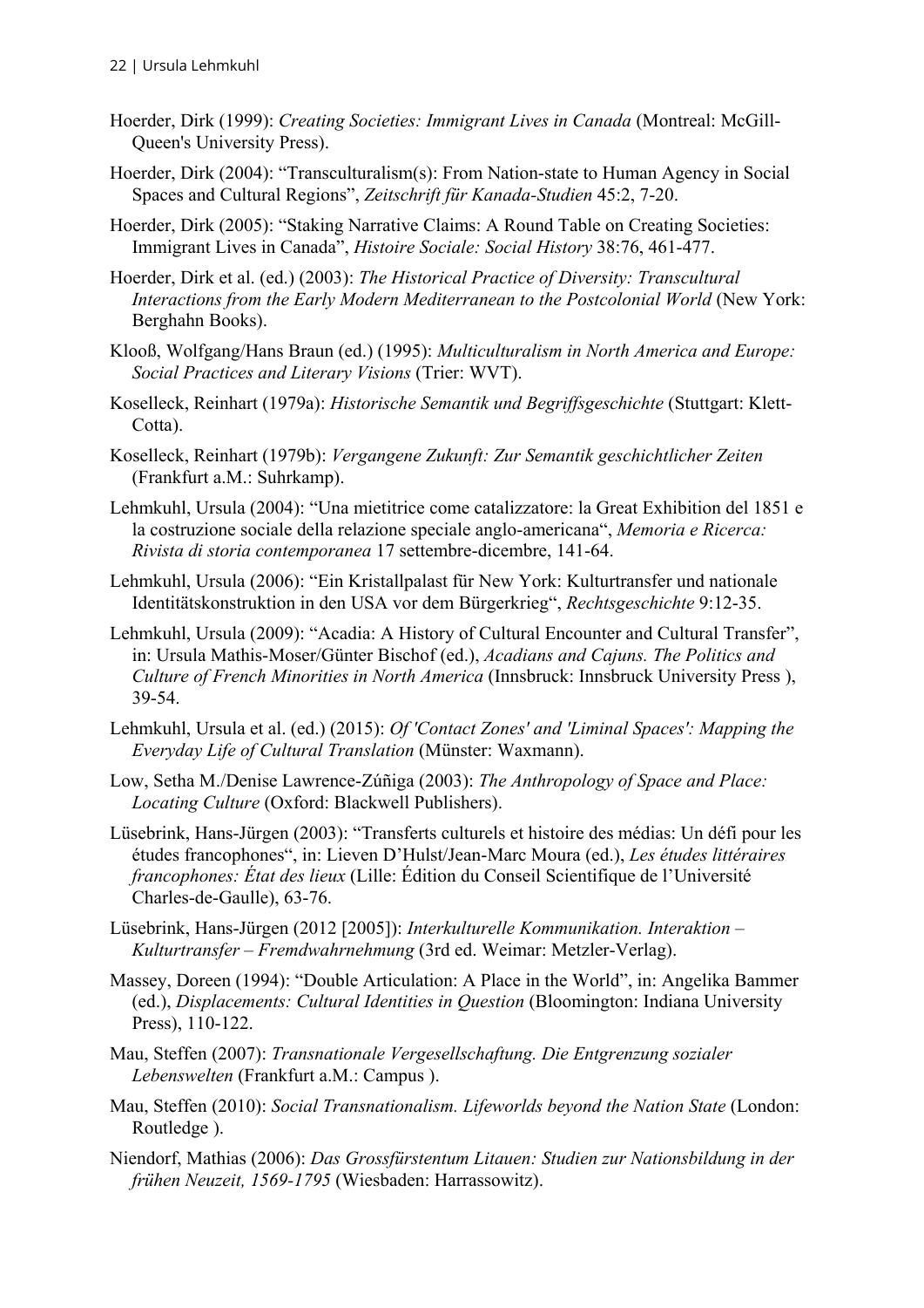Hoerder, Dirk (1999): *Creating Societies: Immigrant Lives in Canada* (Montreal: McGill-Queen's University Press).

Hoerder, Dirk (2004): "Transculturalism(s): From Nation-state to Human Agency in Social Spaces and Cultural Regions", *Zeitschrift für Kanada-Studien* 45:2, 7-20.

Hoerder, Dirk (2005): "Staking Narrative Claims: A Round Table on Creating Societies: Immigrant Lives in Canada", *Histoire Sociale: Social History* 38:76, 461-477.

Hoerder, Dirk et al. (ed.) (2003): *The Historical Practice of Diversity: Transcultural Interactions from the Early Modern Mediterranean to the Postcolonial World* (New York: Berghahn Books).

Klooß, Wolfgang/Hans Braun (ed.) (1995): *Multiculturalism in North America and Europe: Social Practices and Literary Visions* (Trier: WVT).

Koselleck, Reinhart (1979a): *Historische Semantik und Begriffsgeschichte* (Stuttgart: Klett-Cotta).

Koselleck, Reinhart (1979b): *Vergangene Zukunft: Zur Semantik geschichtlicher Zeiten* (Frankfurt a.M.: Suhrkamp).

Lehmkuhl, Ursula (2004): "Una mietitrice come catalizzatore: la Great Exhibition del 1851 e la costruzione sociale della relazione speciale anglo-americana", *Memoria e Ricerca: Rivista di storia contemporanea* 17 settembre-dicembre, 141-64.

Lehmkuhl, Ursula (2006): "Ein Kristallpalast für New York: Kulturtransfer und nationale Identitätskonstruktion in den USA vor dem Bürgerkrieg", *Rechtsgeschichte* 9:12-35.

Lehmkuhl, Ursula (2009): "Acadia: A History of Cultural Encounter and Cultural Transfer", in: Ursula Mathis-Moser/Günter Bischof (ed.), *Acadians and Cajuns. The Politics and Culture of French Minorities in North America* (Innsbruck: Innsbruck University Press ), 39-54.

Lehmkuhl, Ursula et al. (ed.) (2015): *Of 'Contact Zones' and 'Liminal Spaces': Mapping the Everyday Life of Cultural Translation* (Münster: Waxmann).

Low, Setha M./Denise Lawrence-Zúñiga (2003): *The Anthropology of Space and Place: Locating Culture* (Oxford: Blackwell Publishers).

Lüsebrink, Hans-Jürgen (2003): "Transferts culturels et histoire des médias: Un défi pour les études francophones", in: Lieven D'Hulst/Jean-Marc Moura (ed.), *Les études littéraires francophones: État des lieux* (Lille: Édition du Conseil Scientifique de l'Université Charles-de-Gaulle), 63-76.

Lüsebrink, Hans-Jürgen (2012 [2005]): *Interkulturelle Kommunikation. Interaktion – Kulturtransfer – Fremdwahrnehmung* (3rd ed. Weimar: Metzler-Verlag).

Massey, Doreen (1994): "Double Articulation: A Place in the World", in: Angelika Bammer (ed.), *Displacements: Cultural Identities in Question* (Bloomington: Indiana University Press), 110-122.

Mau, Steffen (2007): *Transnationale Vergesellschaftung. Die Entgrenzung sozialer Lebenswelten* (Frankfurt a.M.: Campus ).

Mau, Steffen (2010): *Social Transnationalism. Lifeworlds beyond the Nation State* (London: Routledge ).

Niendorf, Mathias (2006): *Das Grossfürstentum Litauen: Studien zur Nationsbildung in der frühen Neuzeit, 1569-1795* (Wiesbaden: Harrassowitz).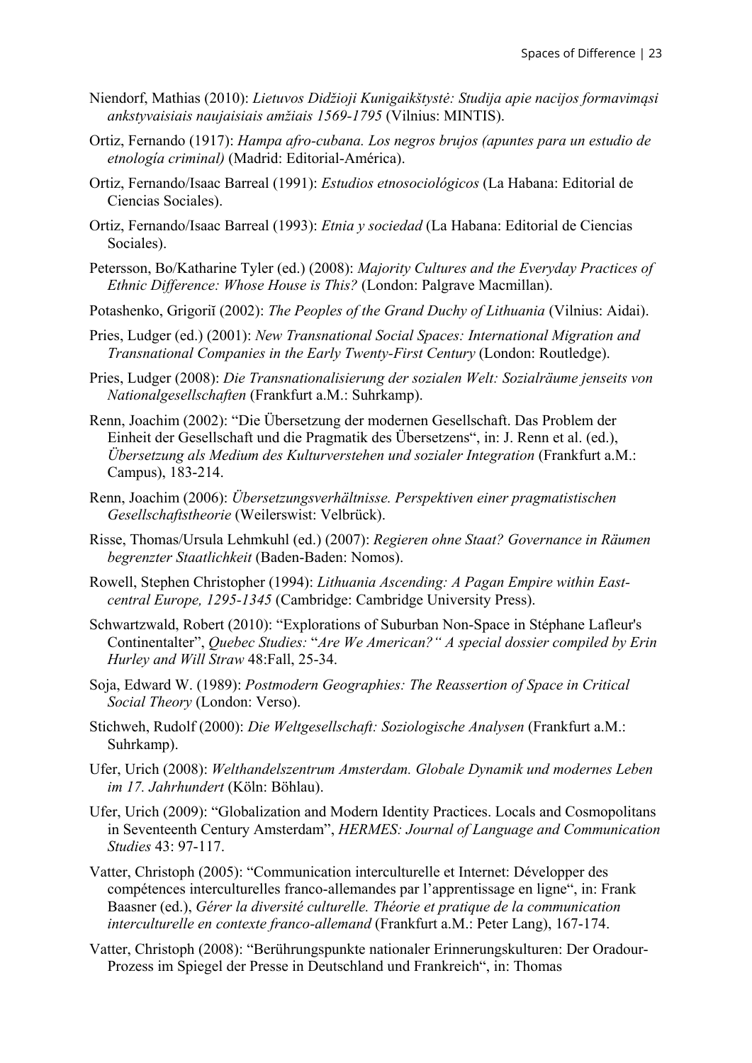Niendorf, Mathias (2010): *Lietuvos Didžioji Kunigaikštystė: Studija apie nacijos formavimąsi ankstyvaisiais naujaisiais amžiais 1569-1795* (Vilnius: MINTIS).

Ortiz, Fernando (1917): *Hampa afro-cubana. Los negros brujos (apuntes para un estudio de etnología criminal)* (Madrid: Editorial-América).

Ortiz, Fernando/Isaac Barreal (1991): *Estudios etnosociológicos* (La Habana: Editorial de Ciencias Sociales).

Ortiz, Fernando/Isaac Barreal (1993): *Etnia y sociedad* (La Habana: Editorial de Ciencias Sociales).

Petersson, Bo/Katharine Tyler (ed.) (2008): *Majority Cultures and the Everyday Practices of Ethnic Difference: Whose House is This?* (London: Palgrave Macmillan).

Potashenko, Grigoriĭ (2002): *The Peoples of the Grand Duchy of Lithuania* (Vilnius: Aidai).

Pries, Ludger (ed.) (2001): *New Transnational Social Spaces: International Migration and Transnational Companies in the Early Twenty-First Century* (London: Routledge).

Pries, Ludger (2008): *Die Transnationalisierung der sozialen Welt: Sozialräume jenseits von Nationalgesellschaften* (Frankfurt a.M.: Suhrkamp).

Renn, Joachim (2002): "Die Übersetzung der modernen Gesellschaft. Das Problem der Einheit der Gesellschaft und die Pragmatik des Übersetzens", in: J. Renn et al. (ed.), *Übersetzung als Medium des Kulturverstehen und sozialer Integration* (Frankfurt a.M.: Campus), 183-214.

Renn, Joachim (2006): *Übersetzungsverhältnisse. Perspektiven einer pragmatistischen Gesellschaftstheorie* (Weilerswist: Velbrück).

Risse, Thomas/Ursula Lehmkuhl (ed.) (2007): *Regieren ohne Staat? Governance in Räumen begrenzter Staatlichkeit* (Baden-Baden: Nomos).

Rowell, Stephen Christopher (1994): *Lithuania Ascending: A Pagan Empire within East-central Europe, 1295-1345* (Cambridge: Cambridge University Press).

Schwartzwald, Robert (2010): "Explorations of Suburban Non-Space in Stéphane Lafleur's Continentalter", *Quebec Studies:* "*Are We American?" A special dossier compiled by Erin Hurley and Will Straw* 48:Fall, 25-34.

Soja, Edward W. (1989): *Postmodern Geographies: The Reassertion of Space in Critical Social Theory* (London: Verso).

Stichweh, Rudolf (2000): *Die Weltgesellschaft: Soziologische Analysen* (Frankfurt a.M.: Suhrkamp).

Ufer, Urich (2008): *Welthandelszentrum Amsterdam. Globale Dynamik und modernes Leben im 17. Jahrhundert* (Köln: Böhlau).

Ufer, Urich (2009): "Globalization and Modern Identity Practices. Locals and Cosmopolitans in Seventeenth Century Amsterdam", *HERMES: Journal of Language and Communication Studies* 43: 97-117.

Vatter, Christoph (2005): "Communication interculturelle et Internet: Développer des compétences interculturelles franco-allemandes par l'apprentissage en ligne", in: Frank Baasner (ed.), *Gérer la diversité culturelle. Théorie et pratique de la communication interculturelle en contexte franco-allemand* (Frankfurt a.M.: Peter Lang), 167-174.

Vatter, Christoph (2008): "Berührungspunkte nationaler Erinnerungskulturen: Der Oradour-Prozess im Spiegel der Presse in Deutschland und Frankreich", in: Thomas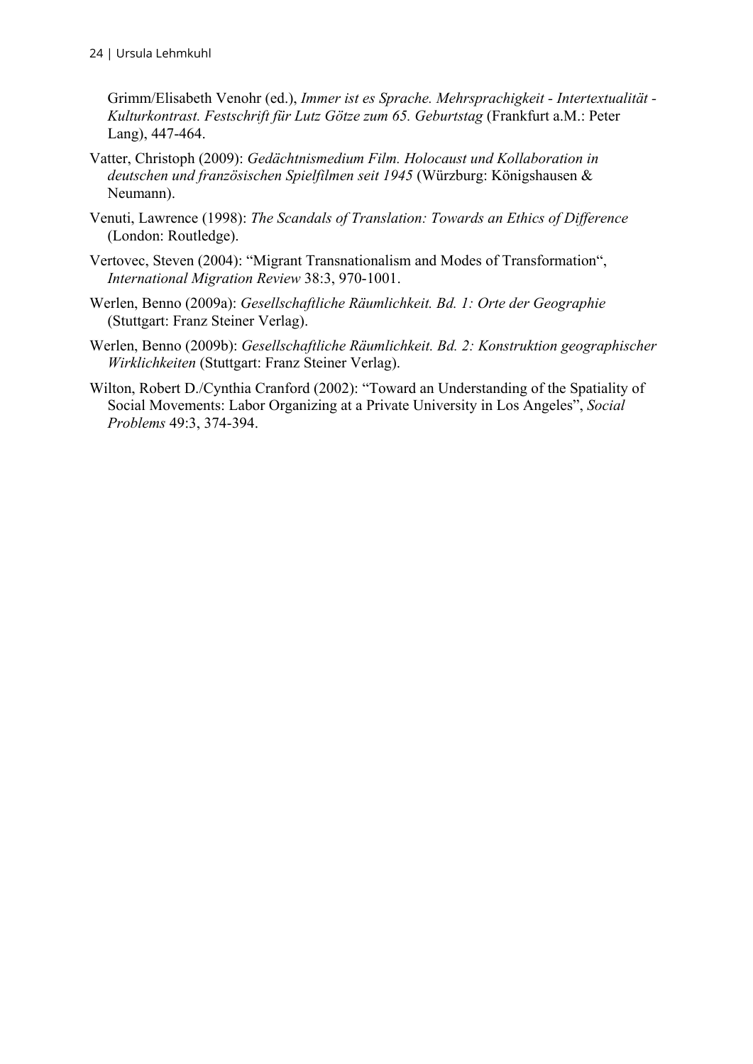Grimm/Elisabeth Venohr (ed.), *Immer ist es Sprache. Mehrsprachigkeit - Intertextualität - Kulturkontrast. Festschrift für Lutz Götze zum 65. Geburtstag* (Frankfurt a.M.: Peter Lang), 447-464.

Vatter, Christoph (2009): *Gedächtnismedium Film. Holocaust und Kollaboration in deutschen und französischen Spielfilmen seit 1945* (Würzburg: Königshausen & Neumann).

Venuti, Lawrence (1998): *The Scandals of Translation: Towards an Ethics of Difference* (London: Routledge).

Vertovec, Steven (2004): "Migrant Transnationalism and Modes of Transformation", *International Migration Review* 38:3, 970-1001.

Werlen, Benno (2009a): *Gesellschaftliche Räumlichkeit. Bd. 1: Orte der Geographie* (Stuttgart: Franz Steiner Verlag).

Werlen, Benno (2009b): *Gesellschaftliche Räumlichkeit. Bd. 2: Konstruktion geographischer Wirklichkeiten* (Stuttgart: Franz Steiner Verlag).

Wilton, Robert D./Cynthia Cranford (2002): "Toward an Understanding of the Spatiality of Social Movements: Labor Organizing at a Private University in Los Angeles", *Social Problems* 49:3, 374-394.